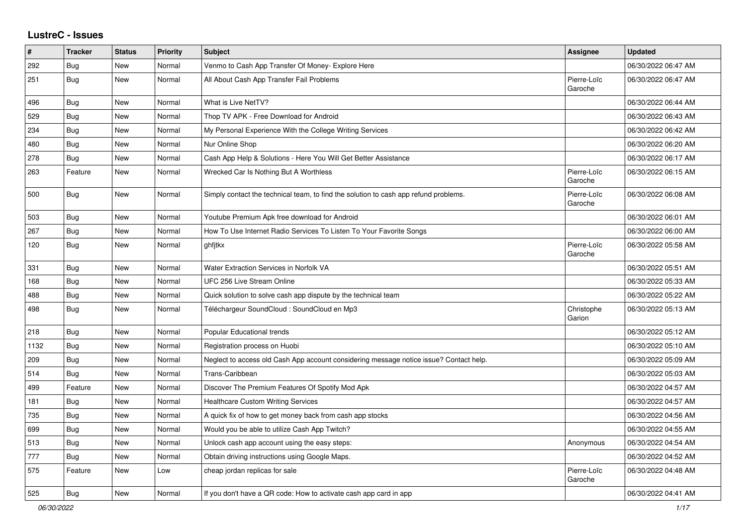# LustreC - Issues

| # | Tracker | Status | Priority | Subject | Assignee | Updated |
|---|---|---|---|---|---|---|
| 292 | Bug | New | Normal | Venmo to Cash App Transfer Of Money- Explore Here | | 06/30/2022 06:47 AM |
| 251 | Bug | New | Normal | All About Cash App Transfer Fail Problems | Pierre-Loïc Garoche | 06/30/2022 06:47 AM |
| 496 | Bug | New | Normal | What is Live NetTV? | | 06/30/2022 06:44 AM |
| 529 | Bug | New | Normal | Thop TV APK - Free Download for Android | | 06/30/2022 06:43 AM |
| 234 | Bug | New | Normal | My Personal Experience With the College Writing Services | | 06/30/2022 06:42 AM |
| 480 | Bug | New | Normal | Nur Online Shop | | 06/30/2022 06:20 AM |
| 278 | Bug | New | Normal | Cash App Help & Solutions - Here You Will Get Better Assistance | | 06/30/2022 06:17 AM |
| 263 | Feature | New | Normal | Wrecked Car Is Nothing But A Worthless | Pierre-Loïc Garoche | 06/30/2022 06:15 AM |
| 500 | Bug | New | Normal | Simply contact the technical team, to find the solution to cash app refund problems. | Pierre-Loïc Garoche | 06/30/2022 06:08 AM |
| 503 | Bug | New | Normal | Youtube Premium Apk free download for Android | | 06/30/2022 06:01 AM |
| 267 | Bug | New | Normal | How To Use Internet Radio Services To Listen To Your Favorite Songs | | 06/30/2022 06:00 AM |
| 120 | Bug | New | Normal | ghfjtkx | Pierre-Loïc Garoche | 06/30/2022 05:58 AM |
| 331 | Bug | New | Normal | Water Extraction Services in Norfolk VA | | 06/30/2022 05:51 AM |
| 168 | Bug | New | Normal | UFC 256 Live Stream Online | | 06/30/2022 05:33 AM |
| 488 | Bug | New | Normal | Quick solution to solve cash app dispute by the technical team | | 06/30/2022 05:22 AM |
| 498 | Bug | New | Normal | Téléchargeur SoundCloud : SoundCloud en Mp3 | Christophe Garion | 06/30/2022 05:13 AM |
| 218 | Bug | New | Normal | Popular Educational trends | | 06/30/2022 05:12 AM |
| 1132 | Bug | New | Normal | Registration process on Huobi | | 06/30/2022 05:10 AM |
| 209 | Bug | New | Normal | Neglect to access old Cash App account considering message notice issue? Contact help. | | 06/30/2022 05:09 AM |
| 514 | Bug | New | Normal | Trans-Caribbean | | 06/30/2022 05:03 AM |
| 499 | Feature | New | Normal | Discover The Premium Features Of Spotify Mod Apk | | 06/30/2022 04:57 AM |
| 181 | Bug | New | Normal | Healthcare Custom Writing Services | | 06/30/2022 04:57 AM |
| 735 | Bug | New | Normal | A quick fix of how to get money back from cash app stocks | | 06/30/2022 04:56 AM |
| 699 | Bug | New | Normal | Would you be able to utilize Cash App Twitch? | | 06/30/2022 04:55 AM |
| 513 | Bug | New | Normal | Unlock cash app account using the easy steps: | Anonymous | 06/30/2022 04:54 AM |
| 777 | Bug | New | Normal | Obtain driving instructions using Google Maps. | | 06/30/2022 04:52 AM |
| 575 | Feature | New | Low | cheap jordan replicas for sale | Pierre-Loïc Garoche | 06/30/2022 04:48 AM |
| 525 | Bug | New | Normal | If you don't have a QR code: How to activate cash app card in app | | 06/30/2022 04:41 AM |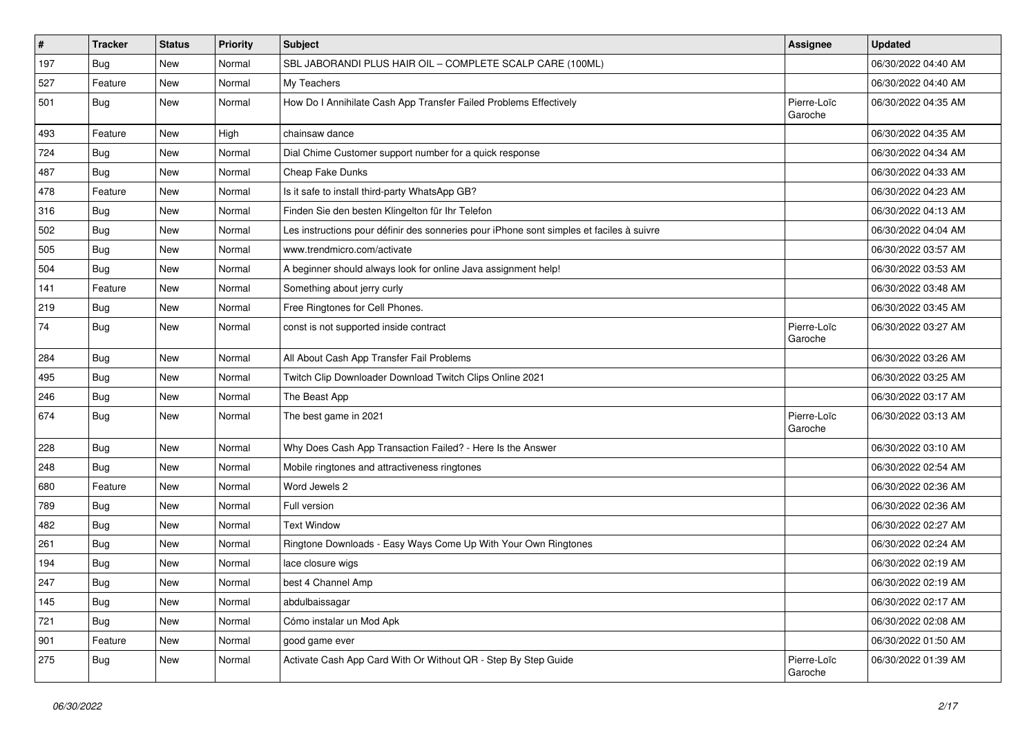| # | Tracker | Status | Priority | Subject | Assignee | Updated |
|---|---|---|---|---|---|---|
| 197 | Bug | New | Normal | SBL JABORANDI PLUS HAIR OIL – COMPLETE SCALP CARE (100ML) | | 06/30/2022 04:40 AM |
| 527 | Feature | New | Normal | My Teachers | | 06/30/2022 04:40 AM |
| 501 | Bug | New | Normal | How Do I Annihilate Cash App Transfer Failed Problems Effectively | Pierre-Loïc Garoche | 06/30/2022 04:35 AM |
| 493 | Feature | New | High | chainsaw dance | | 06/30/2022 04:35 AM |
| 724 | Bug | New | Normal | Dial Chime Customer support number for a quick response | | 06/30/2022 04:34 AM |
| 487 | Bug | New | Normal | Cheap Fake Dunks | | 06/30/2022 04:33 AM |
| 478 | Feature | New | Normal | Is it safe to install third-party WhatsApp GB? | | 06/30/2022 04:23 AM |
| 316 | Bug | New | Normal | Finden Sie den besten Klingelton für Ihr Telefon | | 06/30/2022 04:13 AM |
| 502 | Bug | New | Normal | Les instructions pour définir des sonneries pour iPhone sont simples et faciles à suivre | | 06/30/2022 04:04 AM |
| 505 | Bug | New | Normal | www.trendmicro.com/activate | | 06/30/2022 03:57 AM |
| 504 | Bug | New | Normal | A beginner should always look for online Java assignment help! | | 06/30/2022 03:53 AM |
| 141 | Feature | New | Normal | Something about jerry curly | | 06/30/2022 03:48 AM |
| 219 | Bug | New | Normal | Free Ringtones for Cell Phones. | | 06/30/2022 03:45 AM |
| 74 | Bug | New | Normal | const is not supported inside contract | Pierre-Loïc Garoche | 06/30/2022 03:27 AM |
| 284 | Bug | New | Normal | All About Cash App Transfer Fail Problems | | 06/30/2022 03:26 AM |
| 495 | Bug | New | Normal | Twitch Clip Downloader Download Twitch Clips Online 2021 | | 06/30/2022 03:25 AM |
| 246 | Bug | New | Normal | The Beast App | | 06/30/2022 03:17 AM |
| 674 | Bug | New | Normal | The best game in 2021 | Pierre-Loïc Garoche | 06/30/2022 03:13 AM |
| 228 | Bug | New | Normal | Why Does Cash App Transaction Failed? - Here Is the Answer | | 06/30/2022 03:10 AM |
| 248 | Bug | New | Normal | Mobile ringtones and attractiveness ringtones | | 06/30/2022 02:54 AM |
| 680 | Feature | New | Normal | Word Jewels 2 | | 06/30/2022 02:36 AM |
| 789 | Bug | New | Normal | Full version | | 06/30/2022 02:36 AM |
| 482 | Bug | New | Normal | Text Window | | 06/30/2022 02:27 AM |
| 261 | Bug | New | Normal | Ringtone Downloads - Easy Ways Come Up With Your Own Ringtones | | 06/30/2022 02:24 AM |
| 194 | Bug | New | Normal | lace closure wigs | | 06/30/2022 02:19 AM |
| 247 | Bug | New | Normal | best 4 Channel Amp | | 06/30/2022 02:19 AM |
| 145 | Bug | New | Normal | abdulbaissagar | | 06/30/2022 02:17 AM |
| 721 | Bug | New | Normal | Cómo instalar un Mod Apk | | 06/30/2022 02:08 AM |
| 901 | Feature | New | Normal | good game ever | | 06/30/2022 01:50 AM |
| 275 | Bug | New | Normal | Activate Cash App Card With Or Without QR - Step By Step Guide | Pierre-Loïc Garoche | 06/30/2022 01:39 AM |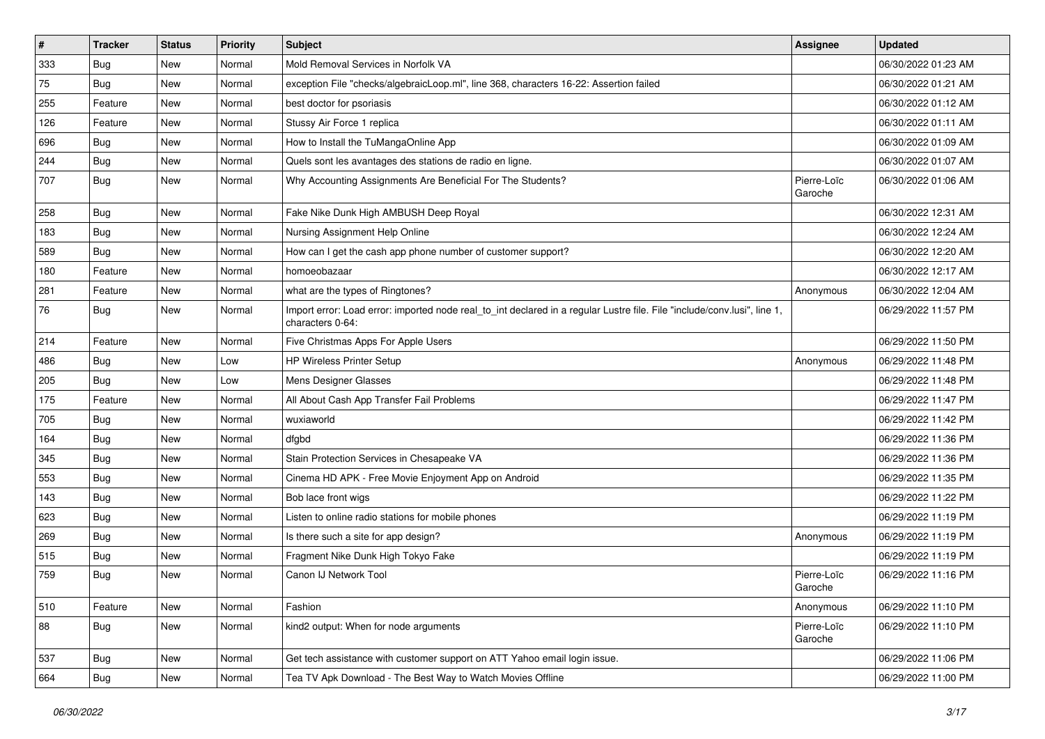| # | Tracker | Status | Priority | Subject | Assignee | Updated |
|---|---|---|---|---|---|---|
| 333 | Bug | New | Normal | Mold Removal Services in Norfolk VA | | 06/30/2022 01:23 AM |
| 75 | Bug | New | Normal | exception File "checks/algebraicLoop.ml", line 368, characters 16-22: Assertion failed | | 06/30/2022 01:21 AM |
| 255 | Feature | New | Normal | best doctor for psoriasis | | 06/30/2022 01:12 AM |
| 126 | Feature | New | Normal | Stussy Air Force 1 replica | | 06/30/2022 01:11 AM |
| 696 | Bug | New | Normal | How to Install the TuMangaOnline App | | 06/30/2022 01:09 AM |
| 244 | Bug | New | Normal | Quels sont les avantages des stations de radio en ligne. | | 06/30/2022 01:07 AM |
| 707 | Bug | New | Normal | Why Accounting Assignments Are Beneficial For The Students? | Pierre-Loïc Garoche | 06/30/2022 01:06 AM |
| 258 | Bug | New | Normal | Fake Nike Dunk High AMBUSH Deep Royal | | 06/30/2022 12:31 AM |
| 183 | Bug | New | Normal | Nursing Assignment Help Online | | 06/30/2022 12:24 AM |
| 589 | Bug | New | Normal | How can I get the cash app phone number of customer support? | | 06/30/2022 12:20 AM |
| 180 | Feature | New | Normal | homoeobazaar | | 06/30/2022 12:17 AM |
| 281 | Feature | New | Normal | what are the types of Ringtones? | Anonymous | 06/30/2022 12:04 AM |
| 76 | Bug | New | Normal | Import error: Load error: imported node real_to_int declared in a regular Lustre file. File "include/conv.lusi", line 1, characters 0-64: | | 06/29/2022 11:57 PM |
| 214 | Feature | New | Normal | Five Christmas Apps For Apple Users | | 06/29/2022 11:50 PM |
| 486 | Bug | New | Low | HP Wireless Printer Setup | Anonymous | 06/29/2022 11:48 PM |
| 205 | Bug | New | Low | Mens Designer Glasses | | 06/29/2022 11:48 PM |
| 175 | Feature | New | Normal | All About Cash App Transfer Fail Problems | | 06/29/2022 11:47 PM |
| 705 | Bug | New | Normal | wuxiaworld | | 06/29/2022 11:42 PM |
| 164 | Bug | New | Normal | dfgbd | | 06/29/2022 11:36 PM |
| 345 | Bug | New | Normal | Stain Protection Services in Chesapeake VA | | 06/29/2022 11:36 PM |
| 553 | Bug | New | Normal | Cinema HD APK - Free Movie Enjoyment App on Android | | 06/29/2022 11:35 PM |
| 143 | Bug | New | Normal | Bob lace front wigs | | 06/29/2022 11:22 PM |
| 623 | Bug | New | Normal | Listen to online radio stations for mobile phones | | 06/29/2022 11:19 PM |
| 269 | Bug | New | Normal | Is there such a site for app design? | Anonymous | 06/29/2022 11:19 PM |
| 515 | Bug | New | Normal | Fragment Nike Dunk High Tokyo Fake | | 06/29/2022 11:19 PM |
| 759 | Bug | New | Normal | Canon IJ Network Tool | Pierre-Loïc Garoche | 06/29/2022 11:16 PM |
| 510 | Feature | New | Normal | Fashion | Anonymous | 06/29/2022 11:10 PM |
| 88 | Bug | New | Normal | kind2 output: When for node arguments | Pierre-Loïc Garoche | 06/29/2022 11:10 PM |
| 537 | Bug | New | Normal | Get tech assistance with customer support on ATT Yahoo email login issue. | | 06/29/2022 11:06 PM |
| 664 | Bug | New | Normal | Tea TV Apk Download - The Best Way to Watch Movies Offline | | 06/29/2022 11:00 PM |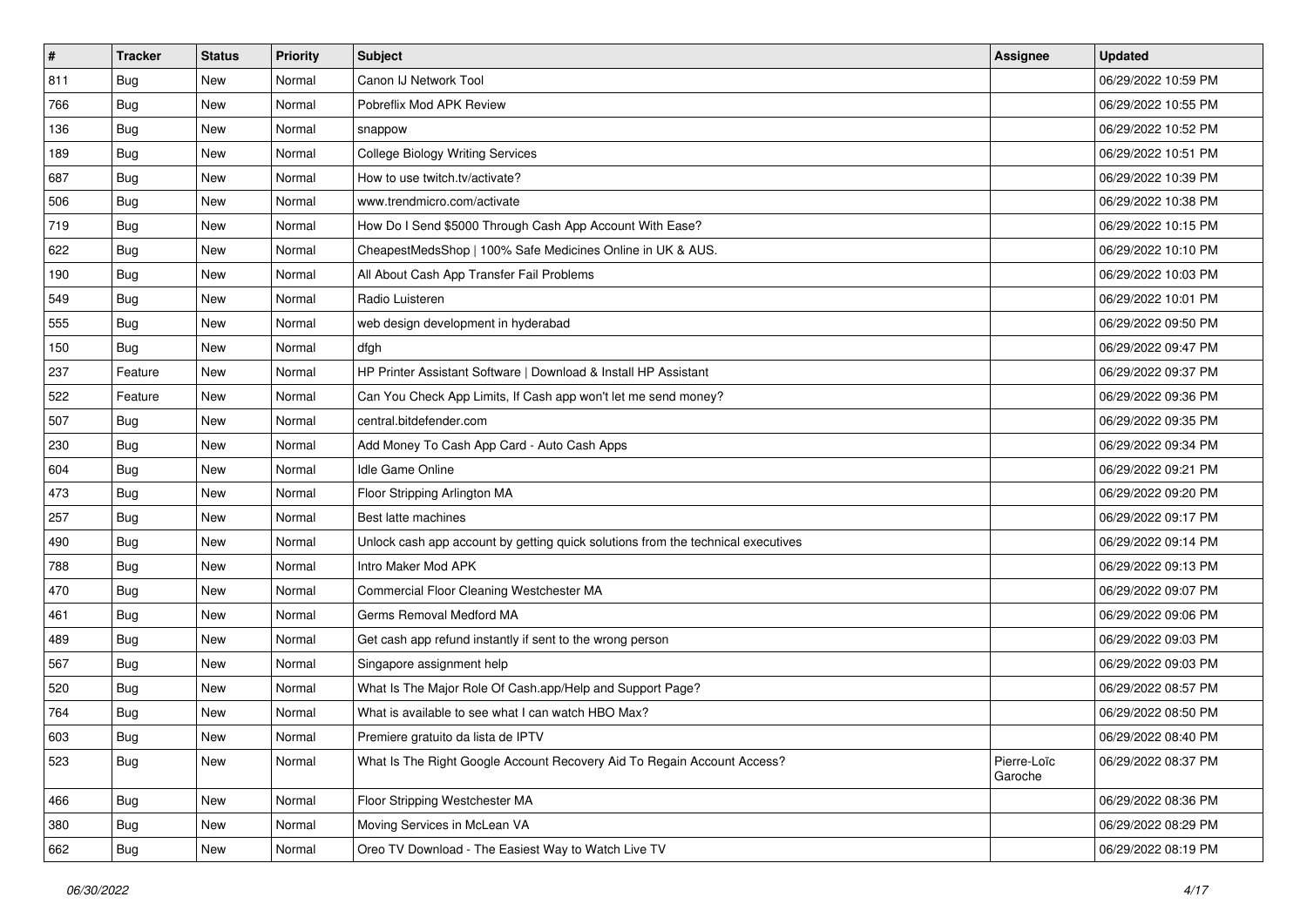| # | Tracker | Status | Priority | Subject | Assignee | Updated |
|---|---|---|---|---|---|---|
| 811 | Bug | New | Normal | Canon IJ Network Tool | | 06/29/2022 10:59 PM |
| 766 | Bug | New | Normal | Pobreflix Mod APK Review | | 06/29/2022 10:55 PM |
| 136 | Bug | New | Normal | snappow | | 06/29/2022 10:52 PM |
| 189 | Bug | New | Normal | College Biology Writing Services | | 06/29/2022 10:51 PM |
| 687 | Bug | New | Normal | How to use twitch.tv/activate? | | 06/29/2022 10:39 PM |
| 506 | Bug | New | Normal | www.trendmicro.com/activate | | 06/29/2022 10:38 PM |
| 719 | Bug | New | Normal | How Do I Send $5000 Through Cash App Account With Ease? | | 06/29/2022 10:15 PM |
| 622 | Bug | New | Normal | CheapestMedsShop \| 100% Safe Medicines Online in UK & AUS. | | 06/29/2022 10:10 PM |
| 190 | Bug | New | Normal | All About Cash App Transfer Fail Problems | | 06/29/2022 10:03 PM |
| 549 | Bug | New | Normal | Radio Luisteren | | 06/29/2022 10:01 PM |
| 555 | Bug | New | Normal | web design development in hyderabad | | 06/29/2022 09:50 PM |
| 150 | Bug | New | Normal | dfgh | | 06/29/2022 09:47 PM |
| 237 | Feature | New | Normal | HP Printer Assistant Software \| Download & Install HP Assistant | | 06/29/2022 09:37 PM |
| 522 | Feature | New | Normal | Can You Check App Limits, If Cash app won't let me send money? | | 06/29/2022 09:36 PM |
| 507 | Bug | New | Normal | central.bitdefender.com | | 06/29/2022 09:35 PM |
| 230 | Bug | New | Normal | Add Money To Cash App Card - Auto Cash Apps | | 06/29/2022 09:34 PM |
| 604 | Bug | New | Normal | Idle Game Online | | 06/29/2022 09:21 PM |
| 473 | Bug | New | Normal | Floor Stripping Arlington MA | | 06/29/2022 09:20 PM |
| 257 | Bug | New | Normal | Best latte machines | | 06/29/2022 09:17 PM |
| 490 | Bug | New | Normal | Unlock cash app account by getting quick solutions from the technical executives | | 06/29/2022 09:14 PM |
| 788 | Bug | New | Normal | Intro Maker Mod APK | | 06/29/2022 09:13 PM |
| 470 | Bug | New | Normal | Commercial Floor Cleaning Westchester MA | | 06/29/2022 09:07 PM |
| 461 | Bug | New | Normal | Germs Removal Medford MA | | 06/29/2022 09:06 PM |
| 489 | Bug | New | Normal | Get cash app refund instantly if sent to the wrong person | | 06/29/2022 09:03 PM |
| 567 | Bug | New | Normal | Singapore assignment help | | 06/29/2022 09:03 PM |
| 520 | Bug | New | Normal | What Is The Major Role Of Cash.app/Help and Support Page? | | 06/29/2022 08:57 PM |
| 764 | Bug | New | Normal | What is available to see what I can watch HBO Max? | | 06/29/2022 08:50 PM |
| 603 | Bug | New | Normal | Premiere gratuito da lista de IPTV | | 06/29/2022 08:40 PM |
| 523 | Bug | New | Normal | What Is The Right Google Account Recovery Aid To Regain Account Access? | Pierre-Loïc Garoche | 06/29/2022 08:37 PM |
| 466 | Bug | New | Normal | Floor Stripping Westchester MA | | 06/29/2022 08:36 PM |
| 380 | Bug | New | Normal | Moving Services in McLean VA | | 06/29/2022 08:29 PM |
| 662 | Bug | New | Normal | Oreo TV Download - The Easiest Way to Watch Live TV | | 06/29/2022 08:19 PM |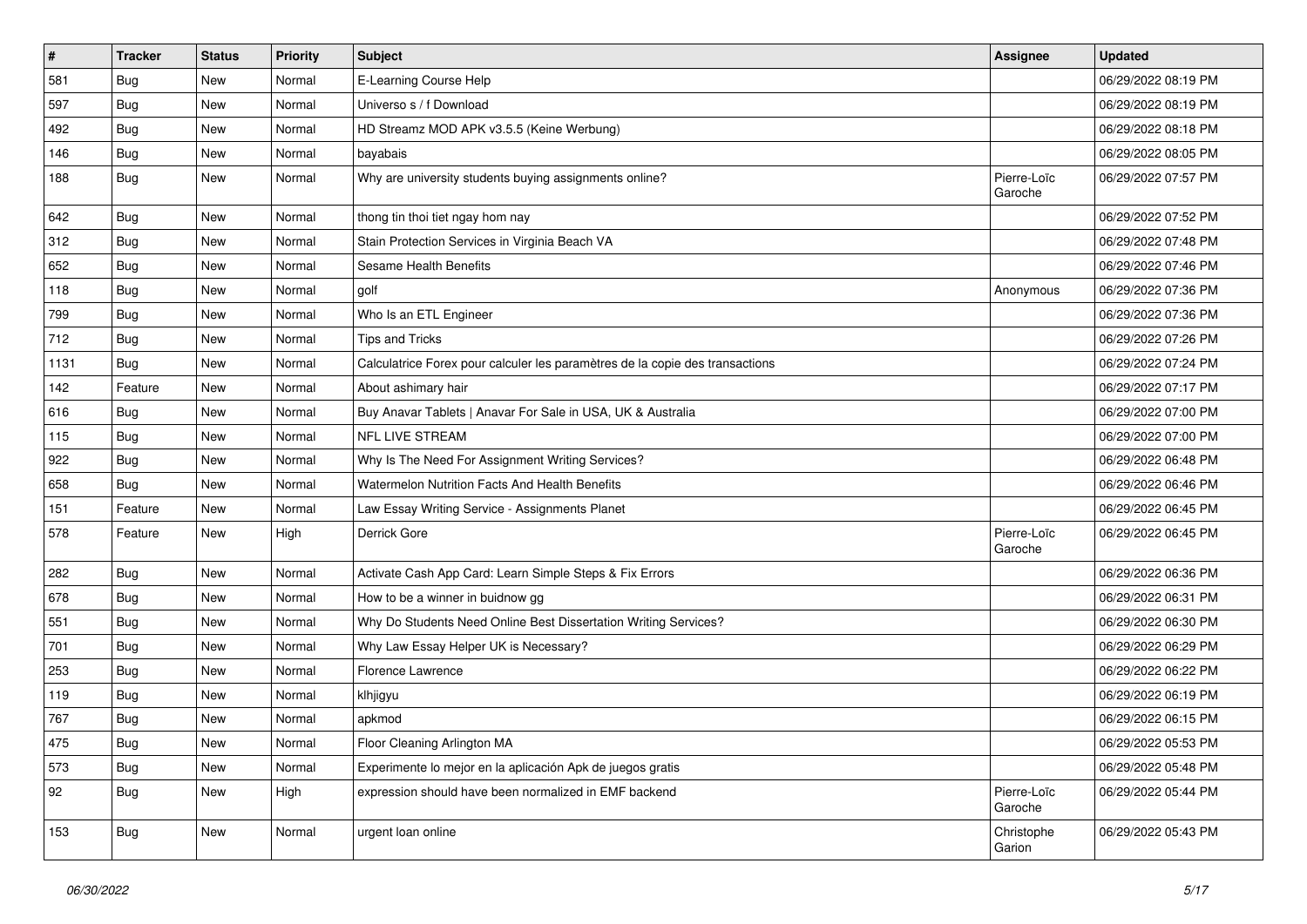| # | Tracker | Status | Priority | Subject | Assignee | Updated |
| --- | --- | --- | --- | --- | --- | --- |
| 581 | Bug | New | Normal | E-Learning Course Help | | 06/29/2022 08:19 PM |
| 597 | Bug | New | Normal | Universo s / f Download | | 06/29/2022 08:19 PM |
| 492 | Bug | New | Normal | HD Streamz MOD APK v3.5.5 (Keine Werbung) | | 06/29/2022 08:18 PM |
| 146 | Bug | New | Normal | bayabais | | 06/29/2022 08:05 PM |
| 188 | Bug | New | Normal | Why are university students buying assignments online? | Pierre-Loïc Garoche | 06/29/2022 07:57 PM |
| 642 | Bug | New | Normal | thong tin thoi tiet ngay hom nay | | 06/29/2022 07:52 PM |
| 312 | Bug | New | Normal | Stain Protection Services in Virginia Beach VA | | 06/29/2022 07:48 PM |
| 652 | Bug | New | Normal | Sesame Health Benefits | | 06/29/2022 07:46 PM |
| 118 | Bug | New | Normal | golf | Anonymous | 06/29/2022 07:36 PM |
| 799 | Bug | New | Normal | Who Is an ETL Engineer | | 06/29/2022 07:36 PM |
| 712 | Bug | New | Normal | Tips and Tricks | | 06/29/2022 07:26 PM |
| 1131 | Bug | New | Normal | Calculatrice Forex pour calculer les paramètres de la copie des transactions | | 06/29/2022 07:24 PM |
| 142 | Feature | New | Normal | About ashimary hair | | 06/29/2022 07:17 PM |
| 616 | Bug | New | Normal | Buy Anavar Tablets \| Anavar For Sale in USA, UK & Australia | | 06/29/2022 07:00 PM |
| 115 | Bug | New | Normal | NFL LIVE STREAM | | 06/29/2022 07:00 PM |
| 922 | Bug | New | Normal | Why Is The Need For Assignment Writing Services? | | 06/29/2022 06:48 PM |
| 658 | Bug | New | Normal | Watermelon Nutrition Facts And Health Benefits | | 06/29/2022 06:46 PM |
| 151 | Feature | New | Normal | Law Essay Writing Service - Assignments Planet | | 06/29/2022 06:45 PM |
| 578 | Feature | New | High | Derrick Gore | Pierre-Loïc Garoche | 06/29/2022 06:45 PM |
| 282 | Bug | New | Normal | Activate Cash App Card: Learn Simple Steps & Fix Errors | | 06/29/2022 06:36 PM |
| 678 | Bug | New | Normal | How to be a winner in buidnow gg | | 06/29/2022 06:31 PM |
| 551 | Bug | New | Normal | Why Do Students Need Online Best Dissertation Writing Services? | | 06/29/2022 06:30 PM |
| 701 | Bug | New | Normal | Why Law Essay Helper UK is Necessary? | | 06/29/2022 06:29 PM |
| 253 | Bug | New | Normal | Florence Lawrence | | 06/29/2022 06:22 PM |
| 119 | Bug | New | Normal | klhjigyu | | 06/29/2022 06:19 PM |
| 767 | Bug | New | Normal | apkmod | | 06/29/2022 06:15 PM |
| 475 | Bug | New | Normal | Floor Cleaning Arlington MA | | 06/29/2022 05:53 PM |
| 573 | Bug | New | Normal | Experimente lo mejor en la aplicación Apk de juegos gratis | | 06/29/2022 05:48 PM |
| 92 | Bug | New | High | expression should have been normalized in EMF backend | Pierre-Loïc Garoche | 06/29/2022 05:44 PM |
| 153 | Bug | New | Normal | urgent loan online | Christophe Garion | 06/29/2022 05:43 PM |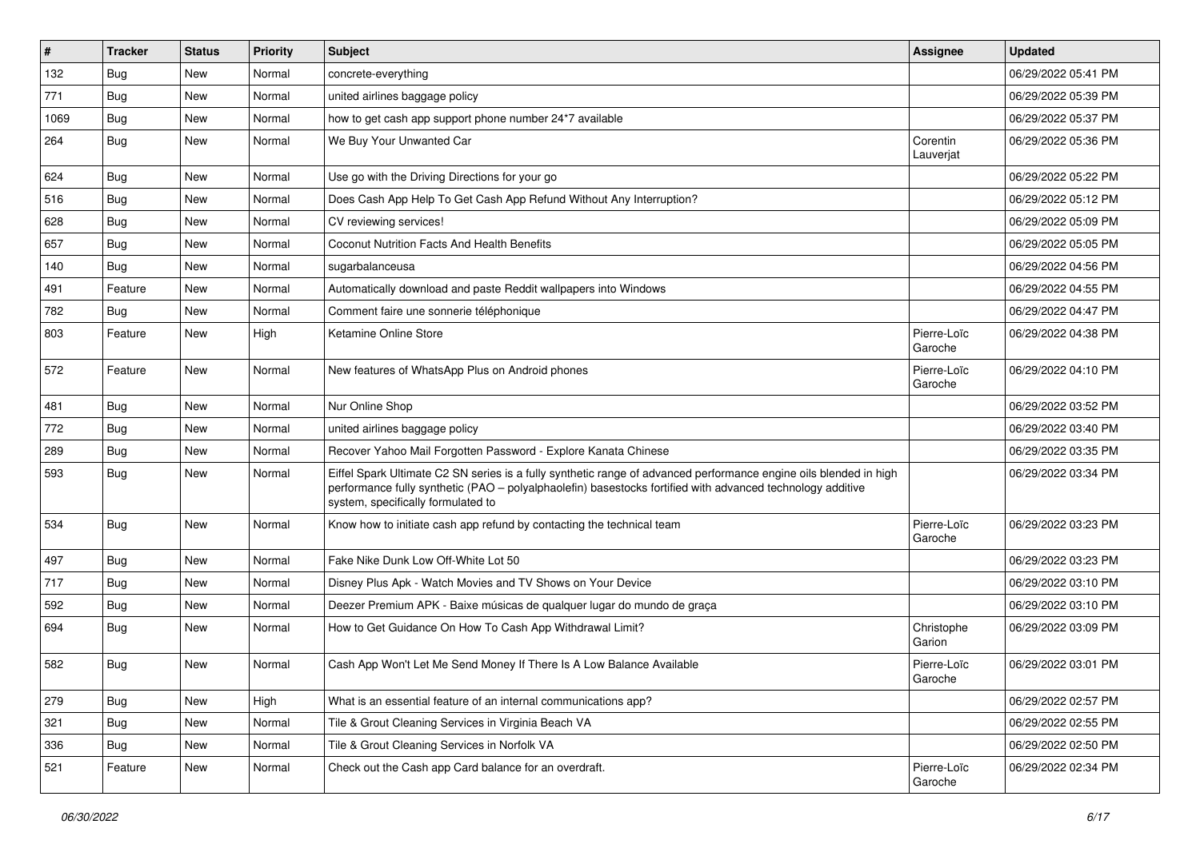| # | Tracker | Status | Priority | Subject | Assignee | Updated |
|---|---|---|---|---|---|---|
| 132 | Bug | New | Normal | concrete-everything | | 06/29/2022 05:41 PM |
| 771 | Bug | New | Normal | united airlines baggage policy | | 06/29/2022 05:39 PM |
| 1069 | Bug | New | Normal | how to get cash app support phone number 24*7 available | | 06/29/2022 05:37 PM |
| 264 | Bug | New | Normal | We Buy Your Unwanted Car | Corentin Lauverjat | 06/29/2022 05:36 PM |
| 624 | Bug | New | Normal | Use go with the Driving Directions for your go | | 06/29/2022 05:22 PM |
| 516 | Bug | New | Normal | Does Cash App Help To Get Cash App Refund Without Any Interruption? | | 06/29/2022 05:12 PM |
| 628 | Bug | New | Normal | CV reviewing services! | | 06/29/2022 05:09 PM |
| 657 | Bug | New | Normal | Coconut Nutrition Facts And Health Benefits | | 06/29/2022 05:05 PM |
| 140 | Bug | New | Normal | sugarbalanceusa | | 06/29/2022 04:56 PM |
| 491 | Feature | New | Normal | Automatically download and paste Reddit wallpapers into Windows | | 06/29/2022 04:55 PM |
| 782 | Bug | New | Normal | Comment faire une sonnerie téléphonique | | 06/29/2022 04:47 PM |
| 803 | Feature | New | High | Ketamine Online Store | Pierre-Loïc Garoche | 06/29/2022 04:38 PM |
| 572 | Feature | New | Normal | New features of WhatsApp Plus on Android phones | Pierre-Loïc Garoche | 06/29/2022 04:10 PM |
| 481 | Bug | New | Normal | Nur Online Shop | | 06/29/2022 03:52 PM |
| 772 | Bug | New | Normal | united airlines baggage policy | | 06/29/2022 03:40 PM |
| 289 | Bug | New | Normal | Recover Yahoo Mail Forgotten Password - Explore Kanata Chinese | | 06/29/2022 03:35 PM |
| 593 | Bug | New | Normal | Eiffel Spark Ultimate C2 SN series is a fully synthetic range of advanced performance engine oils blended in high performance fully synthetic (PAO – polyalphaolefin) basestocks fortified with advanced technology additive system, specifically formulated to | | 06/29/2022 03:34 PM |
| 534 | Bug | New | Normal | Know how to initiate cash app refund by contacting the technical team | Pierre-Loïc Garoche | 06/29/2022 03:23 PM |
| 497 | Bug | New | Normal | Fake Nike Dunk Low Off-White Lot 50 | | 06/29/2022 03:23 PM |
| 717 | Bug | New | Normal | Disney Plus Apk - Watch Movies and TV Shows on Your Device | | 06/29/2022 03:10 PM |
| 592 | Bug | New | Normal | Deezer Premium APK - Baixe músicas de qualquer lugar do mundo de graça | | 06/29/2022 03:10 PM |
| 694 | Bug | New | Normal | How to Get Guidance On How To Cash App Withdrawal Limit? | Christophe Garion | 06/29/2022 03:09 PM |
| 582 | Bug | New | Normal | Cash App Won't Let Me Send Money If There Is A Low Balance Available | Pierre-Loïc Garoche | 06/29/2022 03:01 PM |
| 279 | Bug | New | High | What is an essential feature of an internal communications app? | | 06/29/2022 02:57 PM |
| 321 | Bug | New | Normal | Tile & Grout Cleaning Services in Virginia Beach VA | | 06/29/2022 02:55 PM |
| 336 | Bug | New | Normal | Tile & Grout Cleaning Services in Norfolk VA | | 06/29/2022 02:50 PM |
| 521 | Feature | New | Normal | Check out the Cash app Card balance for an overdraft. | Pierre-Loïc Garoche | 06/29/2022 02:34 PM |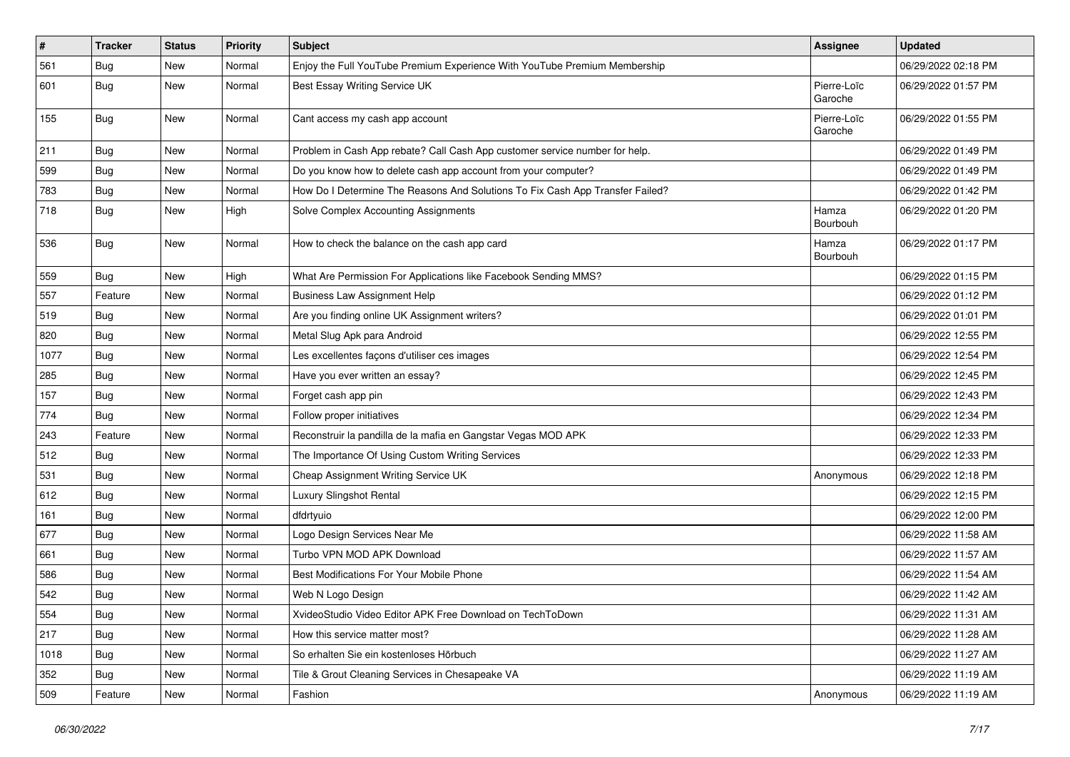| # | Tracker | Status | Priority | Subject | Assignee | Updated |
|---|---|---|---|---|---|---|
| 561 | Bug | New | Normal | Enjoy the Full YouTube Premium Experience With YouTube Premium Membership | | 06/29/2022 02:18 PM |
| 601 | Bug | New | Normal | Best Essay Writing Service UK | Pierre-Loïc Garoche | 06/29/2022 01:57 PM |
| 155 | Bug | New | Normal | Cant access my cash app account | Pierre-Loïc Garoche | 06/29/2022 01:55 PM |
| 211 | Bug | New | Normal | Problem in Cash App rebate? Call Cash App customer service number for help. | | 06/29/2022 01:49 PM |
| 599 | Bug | New | Normal | Do you know how to delete cash app account from your computer? | | 06/29/2022 01:49 PM |
| 783 | Bug | New | Normal | How Do I Determine The Reasons And Solutions To Fix Cash App Transfer Failed? | | 06/29/2022 01:42 PM |
| 718 | Bug | New | High | Solve Complex Accounting Assignments | Hamza Bourbouh | 06/29/2022 01:20 PM |
| 536 | Bug | New | Normal | How to check the balance on the cash app card | Hamza Bourbouh | 06/29/2022 01:17 PM |
| 559 | Bug | New | High | What Are Permission For Applications like Facebook Sending MMS? | | 06/29/2022 01:15 PM |
| 557 | Feature | New | Normal | Business Law Assignment Help | | 06/29/2022 01:12 PM |
| 519 | Bug | New | Normal | Are you finding online UK Assignment writers? | | 06/29/2022 01:01 PM |
| 820 | Bug | New | Normal | Metal Slug Apk para Android | | 06/29/2022 12:55 PM |
| 1077 | Bug | New | Normal | Les excellentes façons d'utiliser ces images | | 06/29/2022 12:54 PM |
| 285 | Bug | New | Normal | Have you ever written an essay? | | 06/29/2022 12:45 PM |
| 157 | Bug | New | Normal | Forget cash app pin | | 06/29/2022 12:43 PM |
| 774 | Bug | New | Normal | Follow proper initiatives | | 06/29/2022 12:34 PM |
| 243 | Feature | New | Normal | Reconstruir la pandilla de la mafia en Gangstar Vegas MOD APK | | 06/29/2022 12:33 PM |
| 512 | Bug | New | Normal | The Importance Of Using Custom Writing Services | | 06/29/2022 12:33 PM |
| 531 | Bug | New | Normal | Cheap Assignment Writing Service UK | Anonymous | 06/29/2022 12:18 PM |
| 612 | Bug | New | Normal | Luxury Slingshot Rental | | 06/29/2022 12:15 PM |
| 161 | Bug | New | Normal | dfdrtyuio | | 06/29/2022 12:00 PM |
| 677 | Bug | New | Normal | Logo Design Services Near Me | | 06/29/2022 11:58 AM |
| 661 | Bug | New | Normal | Turbo VPN MOD APK Download | | 06/29/2022 11:57 AM |
| 586 | Bug | New | Normal | Best Modifications For Your Mobile Phone | | 06/29/2022 11:54 AM |
| 542 | Bug | New | Normal | Web N Logo Design | | 06/29/2022 11:42 AM |
| 554 | Bug | New | Normal | XvideoStudio Video Editor APK Free Download on TechToDown | | 06/29/2022 11:31 AM |
| 217 | Bug | New | Normal | How this service matter most? | | 06/29/2022 11:28 AM |
| 1018 | Bug | New | Normal | So erhalten Sie ein kostenloses Hörbuch | | 06/29/2022 11:27 AM |
| 352 | Bug | New | Normal | Tile & Grout Cleaning Services in Chesapeake VA | | 06/29/2022 11:19 AM |
| 509 | Feature | New | Normal | Fashion | Anonymous | 06/29/2022 11:19 AM |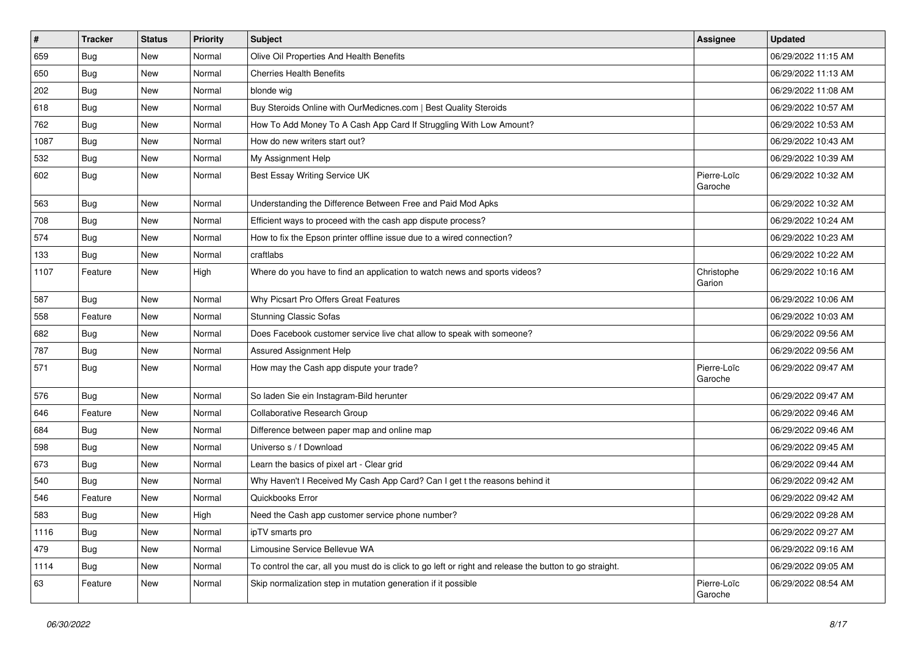| # | Tracker | Status | Priority | Subject | Assignee | Updated |
|---|---|---|---|---|---|---|
| 659 | Bug | New | Normal | Olive Oil Properties And Health Benefits | | 06/29/2022 11:15 AM |
| 650 | Bug | New | Normal | Cherries Health Benefits | | 06/29/2022 11:13 AM |
| 202 | Bug | New | Normal | blonde wig | | 06/29/2022 11:08 AM |
| 618 | Bug | New | Normal | Buy Steroids Online with OurMedicnes.com \| Best Quality Steroids | | 06/29/2022 10:57 AM |
| 762 | Bug | New | Normal | How To Add Money To A Cash App Card If Struggling With Low Amount? | | 06/29/2022 10:53 AM |
| 1087 | Bug | New | Normal | How do new writers start out? | | 06/29/2022 10:43 AM |
| 532 | Bug | New | Normal | My Assignment Help | | 06/29/2022 10:39 AM |
| 602 | Bug | New | Normal | Best Essay Writing Service UK | Pierre-Loïc Garoche | 06/29/2022 10:32 AM |
| 563 | Bug | New | Normal | Understanding the Difference Between Free and Paid Mod Apks | | 06/29/2022 10:32 AM |
| 708 | Bug | New | Normal | Efficient ways to proceed with the cash app dispute process? | | 06/29/2022 10:24 AM |
| 574 | Bug | New | Normal | How to fix the Epson printer offline issue due to a wired connection? | | 06/29/2022 10:23 AM |
| 133 | Bug | New | Normal | craftlabs | | 06/29/2022 10:22 AM |
| 1107 | Feature | New | High | Where do you have to find an application to watch news and sports videos? | Christophe Garion | 06/29/2022 10:16 AM |
| 587 | Bug | New | Normal | Why Picsart Pro Offers Great Features | | 06/29/2022 10:06 AM |
| 558 | Feature | New | Normal | Stunning Classic Sofas | | 06/29/2022 10:03 AM |
| 682 | Bug | New | Normal | Does Facebook customer service live chat allow to speak with someone? | | 06/29/2022 09:56 AM |
| 787 | Bug | New | Normal | Assured Assignment Help | | 06/29/2022 09:56 AM |
| 571 | Bug | New | Normal | How may the Cash app dispute your trade? | Pierre-Loïc Garoche | 06/29/2022 09:47 AM |
| 576 | Bug | New | Normal | So laden Sie ein Instagram-Bild herunter | | 06/29/2022 09:47 AM |
| 646 | Feature | New | Normal | Collaborative Research Group | | 06/29/2022 09:46 AM |
| 684 | Bug | New | Normal | Difference between paper map and online map | | 06/29/2022 09:46 AM |
| 598 | Bug | New | Normal | Universo s / f Download | | 06/29/2022 09:45 AM |
| 673 | Bug | New | Normal | Learn the basics of pixel art - Clear grid | | 06/29/2022 09:44 AM |
| 540 | Bug | New | Normal | Why Haven't I Received My Cash App Card? Can I get t the reasons behind it | | 06/29/2022 09:42 AM |
| 546 | Feature | New | Normal | Quickbooks Error | | 06/29/2022 09:42 AM |
| 583 | Bug | New | High | Need the Cash app customer service phone number? | | 06/29/2022 09:28 AM |
| 1116 | Bug | New | Normal | ipTV smarts pro | | 06/29/2022 09:27 AM |
| 479 | Bug | New | Normal | Limousine Service Bellevue WA | | 06/29/2022 09:16 AM |
| 1114 | Bug | New | Normal | To control the car, all you must do is click to go left or right and release the button to go straight. | | 06/29/2022 09:05 AM |
| 63 | Feature | New | Normal | Skip normalization step in mutation generation if it possible | Pierre-Loïc Garoche | 06/29/2022 08:54 AM |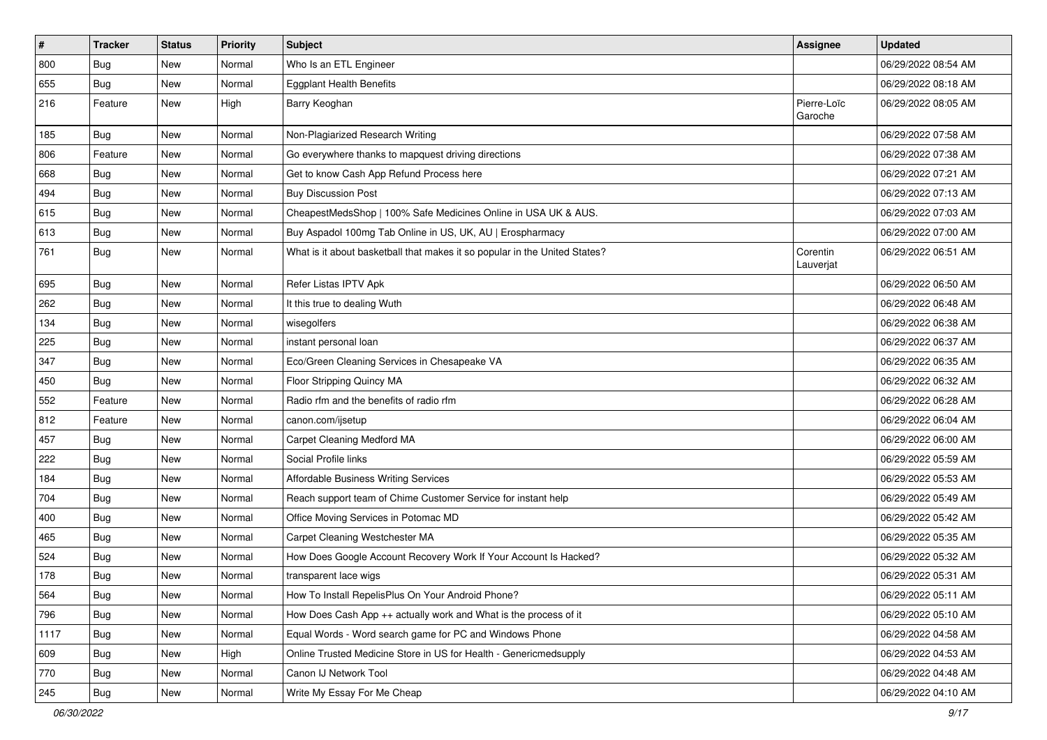| # | Tracker | Status | Priority | Subject | Assignee | Updated |
|---|---|---|---|---|---|---|
| 800 | Bug | New | Normal | Who Is an ETL Engineer | | 06/29/2022 08:54 AM |
| 655 | Bug | New | Normal | Eggplant Health Benefits | | 06/29/2022 08:18 AM |
| 216 | Feature | New | High | Barry Keoghan | Pierre-Loïc Garoche | 06/29/2022 08:05 AM |
| 185 | Bug | New | Normal | Non-Plagiarized Research Writing | | 06/29/2022 07:58 AM |
| 806 | Feature | New | Normal | Go everywhere thanks to mapquest driving directions | | 06/29/2022 07:38 AM |
| 668 | Bug | New | Normal | Get to know Cash App Refund Process here | | 06/29/2022 07:21 AM |
| 494 | Bug | New | Normal | Buy Discussion Post | | 06/29/2022 07:13 AM |
| 615 | Bug | New | Normal | CheapestMedsShop \| 100% Safe Medicines Online in USA UK & AUS. | | 06/29/2022 07:03 AM |
| 613 | Bug | New | Normal | Buy Aspadol 100mg Tab Online in US, UK, AU \| Erospharmacy | | 06/29/2022 07:00 AM |
| 761 | Bug | New | Normal | What is it about basketball that makes it so popular in the United States? | Corentin Lauverjat | 06/29/2022 06:51 AM |
| 695 | Bug | New | Normal | Refer Listas IPTV Apk | | 06/29/2022 06:50 AM |
| 262 | Bug | New | Normal | It this true to dealing Wuth | | 06/29/2022 06:48 AM |
| 134 | Bug | New | Normal | wisegolfers | | 06/29/2022 06:38 AM |
| 225 | Bug | New | Normal | instant personal loan | | 06/29/2022 06:37 AM |
| 347 | Bug | New | Normal | Eco/Green Cleaning Services in Chesapeake VA | | 06/29/2022 06:35 AM |
| 450 | Bug | New | Normal | Floor Stripping Quincy MA | | 06/29/2022 06:32 AM |
| 552 | Feature | New | Normal | Radio rfm and the benefits of radio rfm | | 06/29/2022 06:28 AM |
| 812 | Feature | New | Normal | canon.com/ijsetup | | 06/29/2022 06:04 AM |
| 457 | Bug | New | Normal | Carpet Cleaning Medford MA | | 06/29/2022 06:00 AM |
| 222 | Bug | New | Normal | Social Profile links | | 06/29/2022 05:59 AM |
| 184 | Bug | New | Normal | Affordable Business Writing Services | | 06/29/2022 05:53 AM |
| 704 | Bug | New | Normal | Reach support team of Chime Customer Service for instant help | | 06/29/2022 05:49 AM |
| 400 | Bug | New | Normal | Office Moving Services in Potomac MD | | 06/29/2022 05:42 AM |
| 465 | Bug | New | Normal | Carpet Cleaning Westchester MA | | 06/29/2022 05:35 AM |
| 524 | Bug | New | Normal | How Does Google Account Recovery Work If Your Account Is Hacked? | | 06/29/2022 05:32 AM |
| 178 | Bug | New | Normal | transparent lace wigs | | 06/29/2022 05:31 AM |
| 564 | Bug | New | Normal | How To Install RepelisPlus On Your Android Phone? | | 06/29/2022 05:11 AM |
| 796 | Bug | New | Normal | How Does Cash App ++ actually work and What is the process of it | | 06/29/2022 05:10 AM |
| 1117 | Bug | New | Normal | Equal Words - Word search game for PC and Windows Phone | | 06/29/2022 04:58 AM |
| 609 | Bug | New | High | Online Trusted Medicine Store in US for Health - Genericmedsupply | | 06/29/2022 04:53 AM |
| 770 | Bug | New | Normal | Canon IJ Network Tool | | 06/29/2022 04:48 AM |
| 245 | Bug | New | Normal | Write My Essay For Me Cheap | | 06/29/2022 04:10 AM |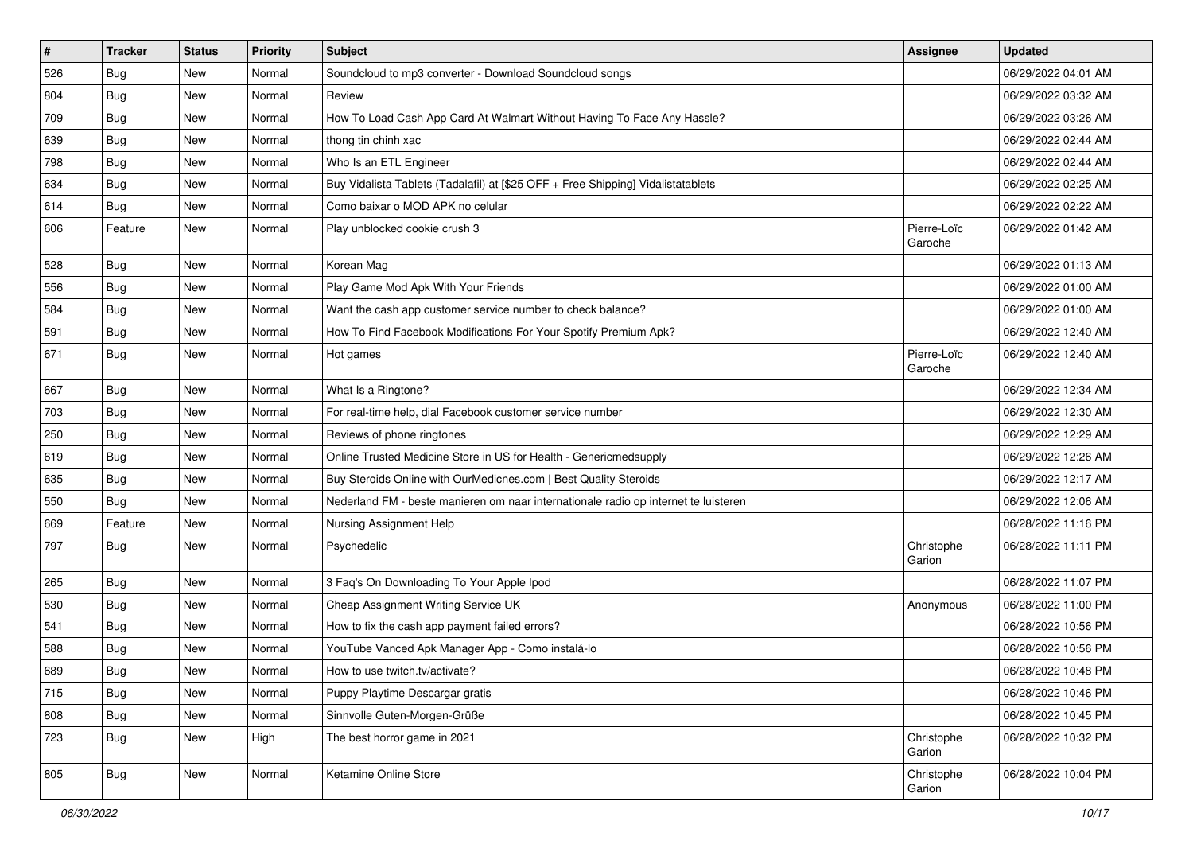| # | Tracker | Status | Priority | Subject | Assignee | Updated |
|---|---|---|---|---|---|---|
| 526 | Bug | New | Normal | Soundcloud to mp3 converter - Download Soundcloud songs | | 06/29/2022 04:01 AM |
| 804 | Bug | New | Normal | Review | | 06/29/2022 03:32 AM |
| 709 | Bug | New | Normal | How To Load Cash App Card At Walmart Without Having To Face Any Hassle? | | 06/29/2022 03:26 AM |
| 639 | Bug | New | Normal | thong tin chinh xac | | 06/29/2022 02:44 AM |
| 798 | Bug | New | Normal | Who Is an ETL Engineer | | 06/29/2022 02:44 AM |
| 634 | Bug | New | Normal | Buy Vidalista Tablets (Tadalafil) at [$25 OFF + Free Shipping] Vidalistatablets | | 06/29/2022 02:25 AM |
| 614 | Bug | New | Normal | Como baixar o MOD APK no celular | | 06/29/2022 02:22 AM |
| 606 | Feature | New | Normal | Play unblocked cookie crush 3 | Pierre-Loïc Garoche | 06/29/2022 01:42 AM |
| 528 | Bug | New | Normal | Korean Mag | | 06/29/2022 01:13 AM |
| 556 | Bug | New | Normal | Play Game Mod Apk With Your Friends | | 06/29/2022 01:00 AM |
| 584 | Bug | New | Normal | Want the cash app customer service number to check balance? | | 06/29/2022 01:00 AM |
| 591 | Bug | New | Normal | How To Find Facebook Modifications For Your Spotify Premium Apk? | | 06/29/2022 12:40 AM |
| 671 | Bug | New | Normal | Hot games | Pierre-Loïc Garoche | 06/29/2022 12:40 AM |
| 667 | Bug | New | Normal | What Is a Ringtone? | | 06/29/2022 12:34 AM |
| 703 | Bug | New | Normal | For real-time help, dial Facebook customer service number | | 06/29/2022 12:30 AM |
| 250 | Bug | New | Normal | Reviews of phone ringtones | | 06/29/2022 12:29 AM |
| 619 | Bug | New | Normal | Online Trusted Medicine Store in US for Health - Genericmedsupply | | 06/29/2022 12:26 AM |
| 635 | Bug | New | Normal | Buy Steroids Online with OurMedicnes.com \| Best Quality Steroids | | 06/29/2022 12:17 AM |
| 550 | Bug | New | Normal | Nederland FM - beste manieren om naar internationale radio op internet te luisteren | | 06/29/2022 12:06 AM |
| 669 | Feature | New | Normal | Nursing Assignment Help | | 06/28/2022 11:16 PM |
| 797 | Bug | New | Normal | Psychedelic | Christophe Garion | 06/28/2022 11:11 PM |
| 265 | Bug | New | Normal | 3 Faq's On Downloading To Your Apple Ipod | | 06/28/2022 11:07 PM |
| 530 | Bug | New | Normal | Cheap Assignment Writing Service UK | Anonymous | 06/28/2022 11:00 PM |
| 541 | Bug | New | Normal | How to fix the cash app payment failed errors? | | 06/28/2022 10:56 PM |
| 588 | Bug | New | Normal | YouTube Vanced Apk Manager App - Como instalá-lo | | 06/28/2022 10:56 PM |
| 689 | Bug | New | Normal | How to use twitch.tv/activate? | | 06/28/2022 10:48 PM |
| 715 | Bug | New | Normal | Puppy Playtime Descargar gratis | | 06/28/2022 10:46 PM |
| 808 | Bug | New | Normal | Sinnvolle Guten-Morgen-Grüße | | 06/28/2022 10:45 PM |
| 723 | Bug | New | High | The best horror game in 2021 | Christophe Garion | 06/28/2022 10:32 PM |
| 805 | Bug | New | Normal | Ketamine Online Store | Christophe Garion | 06/28/2022 10:04 PM |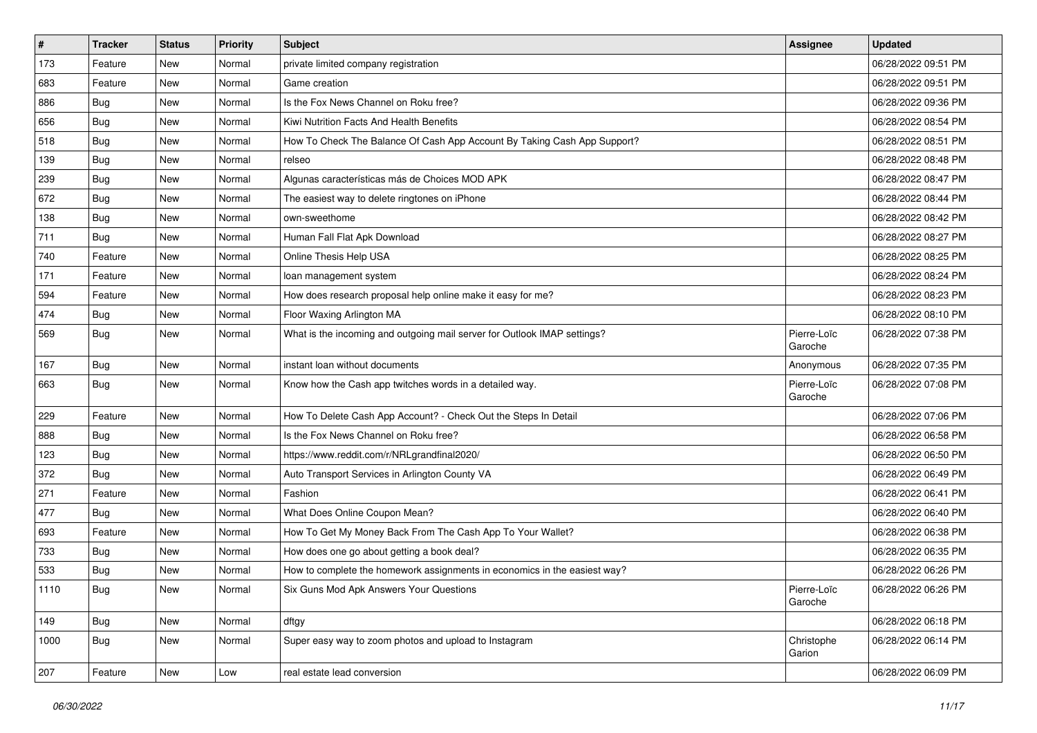| # | Tracker | Status | Priority | Subject | Assignee | Updated |
| --- | --- | --- | --- | --- | --- | --- |
| 173 | Feature | New | Normal | private limited company registration | | 06/28/2022 09:51 PM |
| 683 | Feature | New | Normal | Game creation | | 06/28/2022 09:51 PM |
| 886 | Bug | New | Normal | Is the Fox News Channel on Roku free? | | 06/28/2022 09:36 PM |
| 656 | Bug | New | Normal | Kiwi Nutrition Facts And Health Benefits | | 06/28/2022 08:54 PM |
| 518 | Bug | New | Normal | How To Check The Balance Of Cash App Account By Taking Cash App Support? | | 06/28/2022 08:51 PM |
| 139 | Bug | New | Normal | relseo | | 06/28/2022 08:48 PM |
| 239 | Bug | New | Normal | Algunas características más de Choices MOD APK | | 06/28/2022 08:47 PM |
| 672 | Bug | New | Normal | The easiest way to delete ringtones on iPhone | | 06/28/2022 08:44 PM |
| 138 | Bug | New | Normal | own-sweethome | | 06/28/2022 08:42 PM |
| 711 | Bug | New | Normal | Human Fall Flat Apk Download | | 06/28/2022 08:27 PM |
| 740 | Feature | New | Normal | Online Thesis Help USA | | 06/28/2022 08:25 PM |
| 171 | Feature | New | Normal | loan management system | | 06/28/2022 08:24 PM |
| 594 | Feature | New | Normal | How does research proposal help online make it easy for me? | | 06/28/2022 08:23 PM |
| 474 | Bug | New | Normal | Floor Waxing Arlington MA | | 06/28/2022 08:10 PM |
| 569 | Bug | New | Normal | What is the incoming and outgoing mail server for Outlook IMAP settings? | Pierre-Loïc Garoche | 06/28/2022 07:38 PM |
| 167 | Bug | New | Normal | instant loan without documents | Anonymous | 06/28/2022 07:35 PM |
| 663 | Bug | New | Normal | Know how the Cash app twitches words in a detailed way. | Pierre-Loïc Garoche | 06/28/2022 07:08 PM |
| 229 | Feature | New | Normal | How To Delete Cash App Account? - Check Out the Steps In Detail | | 06/28/2022 07:06 PM |
| 888 | Bug | New | Normal | Is the Fox News Channel on Roku free? | | 06/28/2022 06:58 PM |
| 123 | Bug | New | Normal | https://www.reddit.com/r/NRLgrandfinal2020/ | | 06/28/2022 06:50 PM |
| 372 | Bug | New | Normal | Auto Transport Services in Arlington County VA | | 06/28/2022 06:49 PM |
| 271 | Feature | New | Normal | Fashion | | 06/28/2022 06:41 PM |
| 477 | Bug | New | Normal | What Does Online Coupon Mean? | | 06/28/2022 06:40 PM |
| 693 | Feature | New | Normal | How To Get My Money Back From The Cash App To Your Wallet? | | 06/28/2022 06:38 PM |
| 733 | Bug | New | Normal | How does one go about getting a book deal? | | 06/28/2022 06:35 PM |
| 533 | Bug | New | Normal | How to complete the homework assignments in economics in the easiest way? | | 06/28/2022 06:26 PM |
| 1110 | Bug | New | Normal | Six Guns Mod Apk Answers Your Questions | Pierre-Loïc Garoche | 06/28/2022 06:26 PM |
| 149 | Bug | New | Normal | dftgy | | 06/28/2022 06:18 PM |
| 1000 | Bug | New | Normal | Super easy way to zoom photos and upload to Instagram | Christophe Garion | 06/28/2022 06:14 PM |
| 207 | Feature | New | Low | real estate lead conversion | | 06/28/2022 06:09 PM |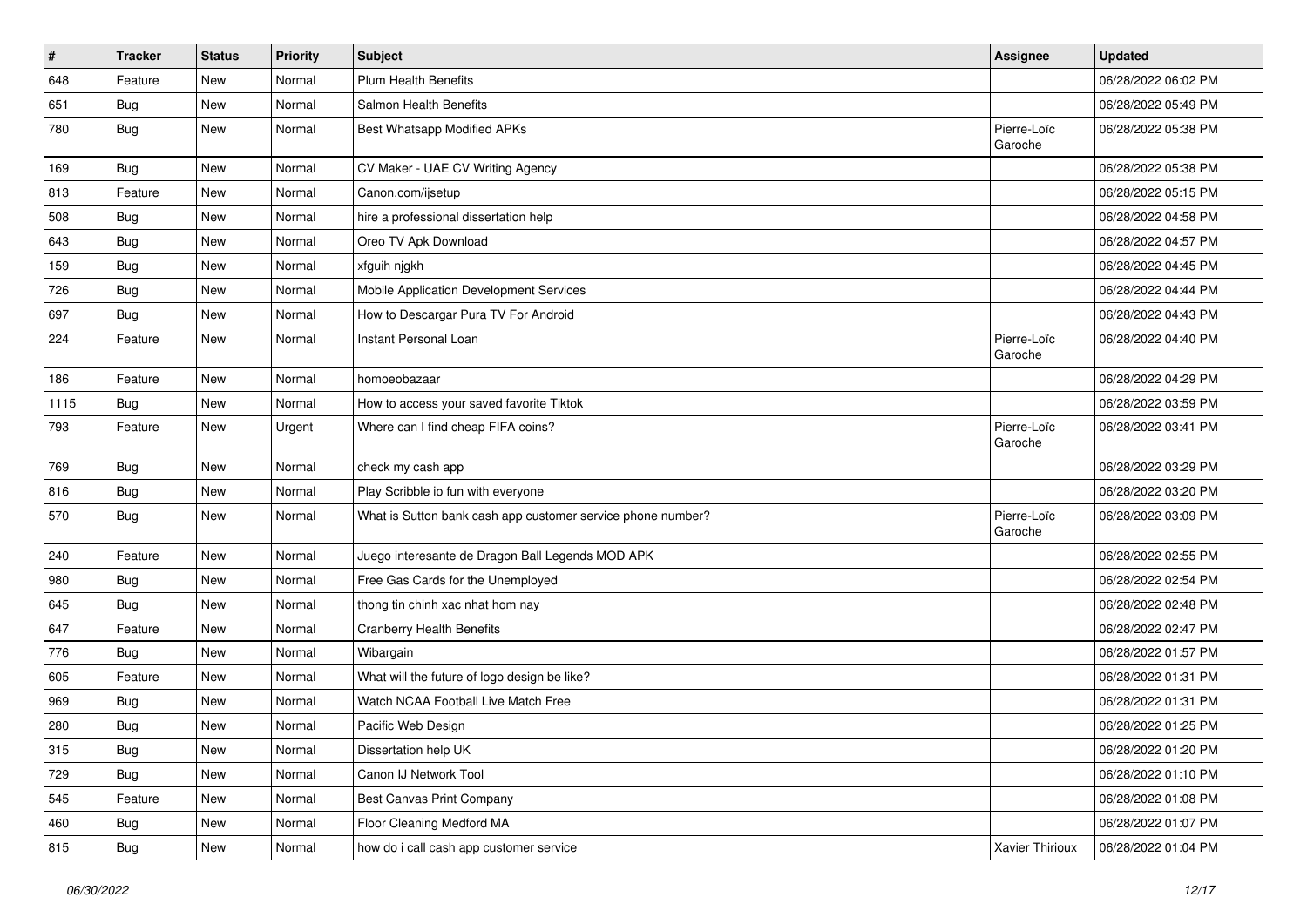| # | Tracker | Status | Priority | Subject | Assignee | Updated |
|---|---|---|---|---|---|---|
| 648 | Feature | New | Normal | Plum Health Benefits | | 06/28/2022 06:02 PM |
| 651 | Bug | New | Normal | Salmon Health Benefits | | 06/28/2022 05:49 PM |
| 780 | Bug | New | Normal | Best Whatsapp Modified APKs | Pierre-Loïc Garoche | 06/28/2022 05:38 PM |
| 169 | Bug | New | Normal | CV Maker - UAE CV Writing Agency | | 06/28/2022 05:38 PM |
| 813 | Feature | New | Normal | Canon.com/ijsetup | | 06/28/2022 05:15 PM |
| 508 | Bug | New | Normal | hire a professional dissertation help | | 06/28/2022 04:58 PM |
| 643 | Bug | New | Normal | Oreo TV Apk Download | | 06/28/2022 04:57 PM |
| 159 | Bug | New | Normal | xfguih njgkh | | 06/28/2022 04:45 PM |
| 726 | Bug | New | Normal | Mobile Application Development Services | | 06/28/2022 04:44 PM |
| 697 | Bug | New | Normal | How to Descargar Pura TV For Android | | 06/28/2022 04:43 PM |
| 224 | Feature | New | Normal | Instant Personal Loan | Pierre-Loïc Garoche | 06/28/2022 04:40 PM |
| 186 | Feature | New | Normal | homoeobazaar | | 06/28/2022 04:29 PM |
| 1115 | Bug | New | Normal | How to access your saved favorite Tiktok | | 06/28/2022 03:59 PM |
| 793 | Feature | New | Urgent | Where can I find cheap FIFA coins? | Pierre-Loïc Garoche | 06/28/2022 03:41 PM |
| 769 | Bug | New | Normal | check my cash app | | 06/28/2022 03:29 PM |
| 816 | Bug | New | Normal | Play Scribble io fun with everyone | | 06/28/2022 03:20 PM |
| 570 | Bug | New | Normal | What is Sutton bank cash app customer service phone number? | Pierre-Loïc Garoche | 06/28/2022 03:09 PM |
| 240 | Feature | New | Normal | Juego interesante de Dragon Ball Legends MOD APK | | 06/28/2022 02:55 PM |
| 980 | Bug | New | Normal | Free Gas Cards for the Unemployed | | 06/28/2022 02:54 PM |
| 645 | Bug | New | Normal | thong tin chinh xac nhat hom nay | | 06/28/2022 02:48 PM |
| 647 | Feature | New | Normal | Cranberry Health Benefits | | 06/28/2022 02:47 PM |
| 776 | Bug | New | Normal | Wibargain | | 06/28/2022 01:57 PM |
| 605 | Feature | New | Normal | What will the future of logo design be like? | | 06/28/2022 01:31 PM |
| 969 | Bug | New | Normal | Watch NCAA Football Live Match Free | | 06/28/2022 01:31 PM |
| 280 | Bug | New | Normal | Pacific Web Design | | 06/28/2022 01:25 PM |
| 315 | Bug | New | Normal | Dissertation help UK | | 06/28/2022 01:20 PM |
| 729 | Bug | New | Normal | Canon IJ Network Tool | | 06/28/2022 01:10 PM |
| 545 | Feature | New | Normal | Best Canvas Print Company | | 06/28/2022 01:08 PM |
| 460 | Bug | New | Normal | Floor Cleaning Medford MA | | 06/28/2022 01:07 PM |
| 815 | Bug | New | Normal | how do i call cash app customer service | Xavier Thirioux | 06/28/2022 01:04 PM |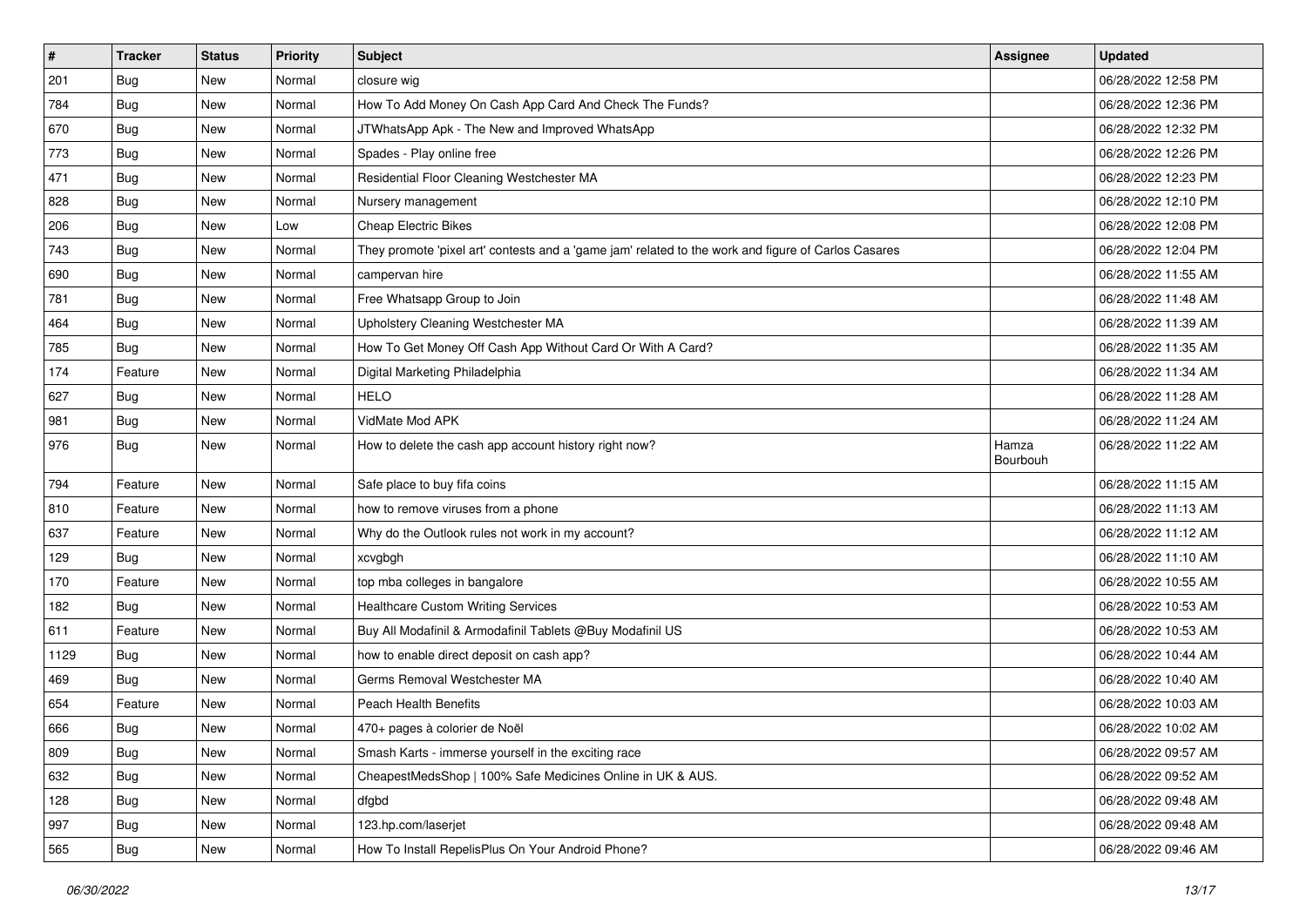| # | Tracker | Status | Priority | Subject | Assignee | Updated |
|---|---|---|---|---|---|---|
| 201 | Bug | New | Normal | closure wig | | 06/28/2022 12:58 PM |
| 784 | Bug | New | Normal | How To Add Money On Cash App Card And Check The Funds? | | 06/28/2022 12:36 PM |
| 670 | Bug | New | Normal | JTWhatsApp Apk - The New and Improved WhatsApp | | 06/28/2022 12:32 PM |
| 773 | Bug | New | Normal | Spades - Play online free | | 06/28/2022 12:26 PM |
| 471 | Bug | New | Normal | Residential Floor Cleaning Westchester MA | | 06/28/2022 12:23 PM |
| 828 | Bug | New | Normal | Nursery management | | 06/28/2022 12:10 PM |
| 206 | Bug | New | Low | Cheap Electric Bikes | | 06/28/2022 12:08 PM |
| 743 | Bug | New | Normal | They promote 'pixel art' contests and a 'game jam' related to the work and figure of Carlos Casares | | 06/28/2022 12:04 PM |
| 690 | Bug | New | Normal | campervan hire | | 06/28/2022 11:55 AM |
| 781 | Bug | New | Normal | Free Whatsapp Group to Join | | 06/28/2022 11:48 AM |
| 464 | Bug | New | Normal | Upholstery Cleaning Westchester MA | | 06/28/2022 11:39 AM |
| 785 | Bug | New | Normal | How To Get Money Off Cash App Without Card Or With A Card? | | 06/28/2022 11:35 AM |
| 174 | Feature | New | Normal | Digital Marketing Philadelphia | | 06/28/2022 11:34 AM |
| 627 | Bug | New | Normal | HELO | | 06/28/2022 11:28 AM |
| 981 | Bug | New | Normal | VidMate Mod APK | | 06/28/2022 11:24 AM |
| 976 | Bug | New | Normal | How to delete the cash app account history right now? | Hamza Bourbouh | 06/28/2022 11:22 AM |
| 794 | Feature | New | Normal | Safe place to buy fifa coins | | 06/28/2022 11:15 AM |
| 810 | Feature | New | Normal | how to remove viruses from a phone | | 06/28/2022 11:13 AM |
| 637 | Feature | New | Normal | Why do the Outlook rules not work in my account? | | 06/28/2022 11:12 AM |
| 129 | Bug | New | Normal | xcvgbgh | | 06/28/2022 11:10 AM |
| 170 | Feature | New | Normal | top mba colleges in bangalore | | 06/28/2022 10:55 AM |
| 182 | Bug | New | Normal | Healthcare Custom Writing Services | | 06/28/2022 10:53 AM |
| 611 | Feature | New | Normal | Buy All Modafinil & Armodafinil Tablets @Buy Modafinil US | | 06/28/2022 10:53 AM |
| 1129 | Bug | New | Normal | how to enable direct deposit on cash app? | | 06/28/2022 10:44 AM |
| 469 | Bug | New | Normal | Germs Removal Westchester MA | | 06/28/2022 10:40 AM |
| 654 | Feature | New | Normal | Peach Health Benefits | | 06/28/2022 10:03 AM |
| 666 | Bug | New | Normal | 470+ pages à colorier de Noël | | 06/28/2022 10:02 AM |
| 809 | Bug | New | Normal | Smash Karts - immerse yourself in the exciting race | | 06/28/2022 09:57 AM |
| 632 | Bug | New | Normal | CheapestMedsShop \| 100% Safe Medicines Online in UK & AUS. | | 06/28/2022 09:52 AM |
| 128 | Bug | New | Normal | dfgbd | | 06/28/2022 09:48 AM |
| 997 | Bug | New | Normal | 123.hp.com/laserjet | | 06/28/2022 09:48 AM |
| 565 | Bug | New | Normal | How To Install RepelisPlus On Your Android Phone? | | 06/28/2022 09:46 AM |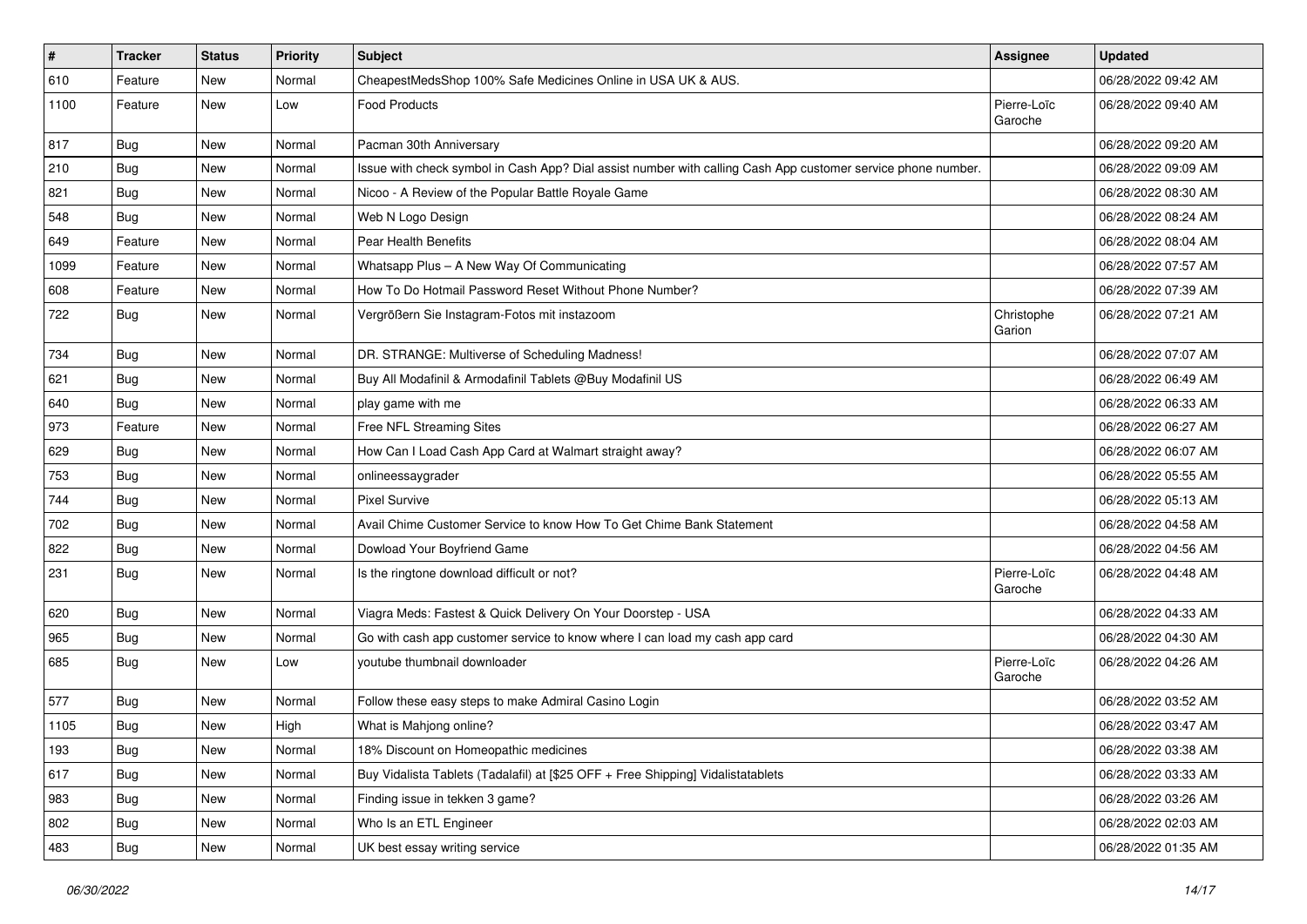| # | Tracker | Status | Priority | Subject | Assignee | Updated |
|---|---|---|---|---|---|---|
| 610 | Feature | New | Normal | CheapestMedsShop 100% Safe Medicines Online in USA UK & AUS. | | 06/28/2022 09:42 AM |
| 1100 | Feature | New | Low | Food Products | Pierre-Loïc Garoche | 06/28/2022 09:40 AM |
| 817 | Bug | New | Normal | Pacman 30th Anniversary | | 06/28/2022 09:20 AM |
| 210 | Bug | New | Normal | Issue with check symbol in Cash App? Dial assist number with calling Cash App customer service phone number. | | 06/28/2022 09:09 AM |
| 821 | Bug | New | Normal | Nicoo - A Review of the Popular Battle Royale Game | | 06/28/2022 08:30 AM |
| 548 | Bug | New | Normal | Web N Logo Design | | 06/28/2022 08:24 AM |
| 649 | Feature | New | Normal | Pear Health Benefits | | 06/28/2022 08:04 AM |
| 1099 | Feature | New | Normal | Whatsapp Plus – A New Way Of Communicating | | 06/28/2022 07:57 AM |
| 608 | Feature | New | Normal | How To Do Hotmail Password Reset Without Phone Number? | | 06/28/2022 07:39 AM |
| 722 | Bug | New | Normal | Vergrößern Sie Instagram-Fotos mit instazoom | Christophe Garion | 06/28/2022 07:21 AM |
| 734 | Bug | New | Normal | DR. STRANGE: Multiverse of Scheduling Madness! | | 06/28/2022 07:07 AM |
| 621 | Bug | New | Normal | Buy All Modafinil & Armodafinil Tablets @Buy Modafinil US | | 06/28/2022 06:49 AM |
| 640 | Bug | New | Normal | play game with me | | 06/28/2022 06:33 AM |
| 973 | Feature | New | Normal | Free NFL Streaming Sites | | 06/28/2022 06:27 AM |
| 629 | Bug | New | Normal | How Can I Load Cash App Card at Walmart straight away? | | 06/28/2022 06:07 AM |
| 753 | Bug | New | Normal | onlineessaygrader | | 06/28/2022 05:55 AM |
| 744 | Bug | New | Normal | Pixel Survive | | 06/28/2022 05:13 AM |
| 702 | Bug | New | Normal | Avail Chime Customer Service to know How To Get Chime Bank Statement | | 06/28/2022 04:58 AM |
| 822 | Bug | New | Normal | Dowload Your Boyfriend Game | | 06/28/2022 04:56 AM |
| 231 | Bug | New | Normal | Is the ringtone download difficult or not? | Pierre-Loïc Garoche | 06/28/2022 04:48 AM |
| 620 | Bug | New | Normal | Viagra Meds: Fastest & Quick Delivery On Your Doorstep - USA | | 06/28/2022 04:33 AM |
| 965 | Bug | New | Normal | Go with cash app customer service to know where I can load my cash app card | | 06/28/2022 04:30 AM |
| 685 | Bug | New | Low | youtube thumbnail downloader | Pierre-Loïc Garoche | 06/28/2022 04:26 AM |
| 577 | Bug | New | Normal | Follow these easy steps to make Admiral Casino Login | | 06/28/2022 03:52 AM |
| 1105 | Bug | New | High | What is Mahjong online? | | 06/28/2022 03:47 AM |
| 193 | Bug | New | Normal | 18% Discount on Homeopathic medicines | | 06/28/2022 03:38 AM |
| 617 | Bug | New | Normal | Buy Vidalista Tablets (Tadalafil) at [$25 OFF + Free Shipping] Vidalistatablets | | 06/28/2022 03:33 AM |
| 983 | Bug | New | Normal | Finding issue in tekken 3 game? | | 06/28/2022 03:26 AM |
| 802 | Bug | New | Normal | Who Is an ETL Engineer | | 06/28/2022 02:03 AM |
| 483 | Bug | New | Normal | UK best essay writing service | | 06/28/2022 01:35 AM |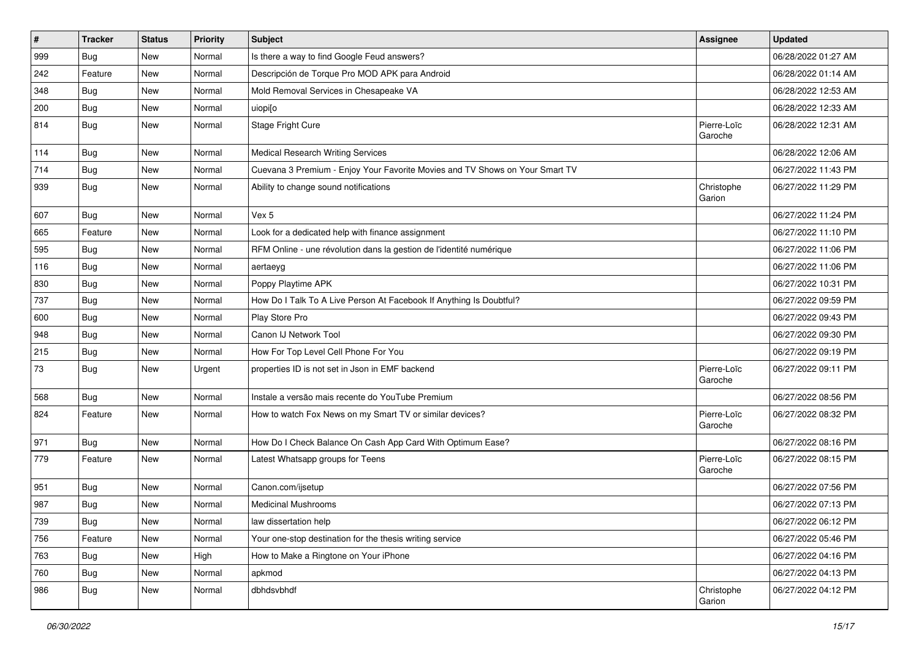| # | Tracker | Status | Priority | Subject | Assignee | Updated |
| --- | --- | --- | --- | --- | --- | --- |
| 999 | Bug | New | Normal | Is there a way to find Google Feud answers? | | 06/28/2022 01:27 AM |
| 242 | Feature | New | Normal | Descripción de Torque Pro MOD APK para Android | | 06/28/2022 01:14 AM |
| 348 | Bug | New | Normal | Mold Removal Services in Chesapeake VA | | 06/28/2022 12:53 AM |
| 200 | Bug | New | Normal | uiopi[o | | 06/28/2022 12:33 AM |
| 814 | Bug | New | Normal | Stage Fright Cure | Pierre-Loïc Garoche | 06/28/2022 12:31 AM |
| 114 | Bug | New | Normal | Medical Research Writing Services | | 06/28/2022 12:06 AM |
| 714 | Bug | New | Normal | Cuevana 3 Premium - Enjoy Your Favorite Movies and TV Shows on Your Smart TV | | 06/27/2022 11:43 PM |
| 939 | Bug | New | Normal | Ability to change sound notifications | Christophe Garion | 06/27/2022 11:29 PM |
| 607 | Bug | New | Normal | Vex 5 | | 06/27/2022 11:24 PM |
| 665 | Feature | New | Normal | Look for a dedicated help with finance assignment | | 06/27/2022 11:10 PM |
| 595 | Bug | New | Normal | RFM Online - une révolution dans la gestion de l'identité numérique | | 06/27/2022 11:06 PM |
| 116 | Bug | New | Normal | aertaeyg | | 06/27/2022 11:06 PM |
| 830 | Bug | New | Normal | Poppy Playtime APK | | 06/27/2022 10:31 PM |
| 737 | Bug | New | Normal | How Do I Talk To A Live Person At Facebook If Anything Is Doubtful? | | 06/27/2022 09:59 PM |
| 600 | Bug | New | Normal | Play Store Pro | | 06/27/2022 09:43 PM |
| 948 | Bug | New | Normal | Canon IJ Network Tool | | 06/27/2022 09:30 PM |
| 215 | Bug | New | Normal | How For Top Level Cell Phone For You | | 06/27/2022 09:19 PM |
| 73 | Bug | New | Urgent | properties ID is not set in Json in EMF backend | Pierre-Loïc Garoche | 06/27/2022 09:11 PM |
| 568 | Bug | New | Normal | Instale a versão mais recente do YouTube Premium | | 06/27/2022 08:56 PM |
| 824 | Feature | New | Normal | How to watch Fox News on my Smart TV or similar devices? | Pierre-Loïc Garoche | 06/27/2022 08:32 PM |
| 971 | Bug | New | Normal | How Do I Check Balance On Cash App Card With Optimum Ease? | | 06/27/2022 08:16 PM |
| 779 | Feature | New | Normal | Latest Whatsapp groups for Teens | Pierre-Loïc Garoche | 06/27/2022 08:15 PM |
| 951 | Bug | New | Normal | Canon.com/ijsetup | | 06/27/2022 07:56 PM |
| 987 | Bug | New | Normal | Medicinal Mushrooms | | 06/27/2022 07:13 PM |
| 739 | Bug | New | Normal | law dissertation help | | 06/27/2022 06:12 PM |
| 756 | Feature | New | Normal | Your one-stop destination for the thesis writing service | | 06/27/2022 05:46 PM |
| 763 | Bug | New | High | How to Make a Ringtone on Your iPhone | | 06/27/2022 04:16 PM |
| 760 | Bug | New | Normal | apkmod | | 06/27/2022 04:13 PM |
| 986 | Bug | New | Normal | dbhdsvbhdf | Christophe Garion | 06/27/2022 04:12 PM |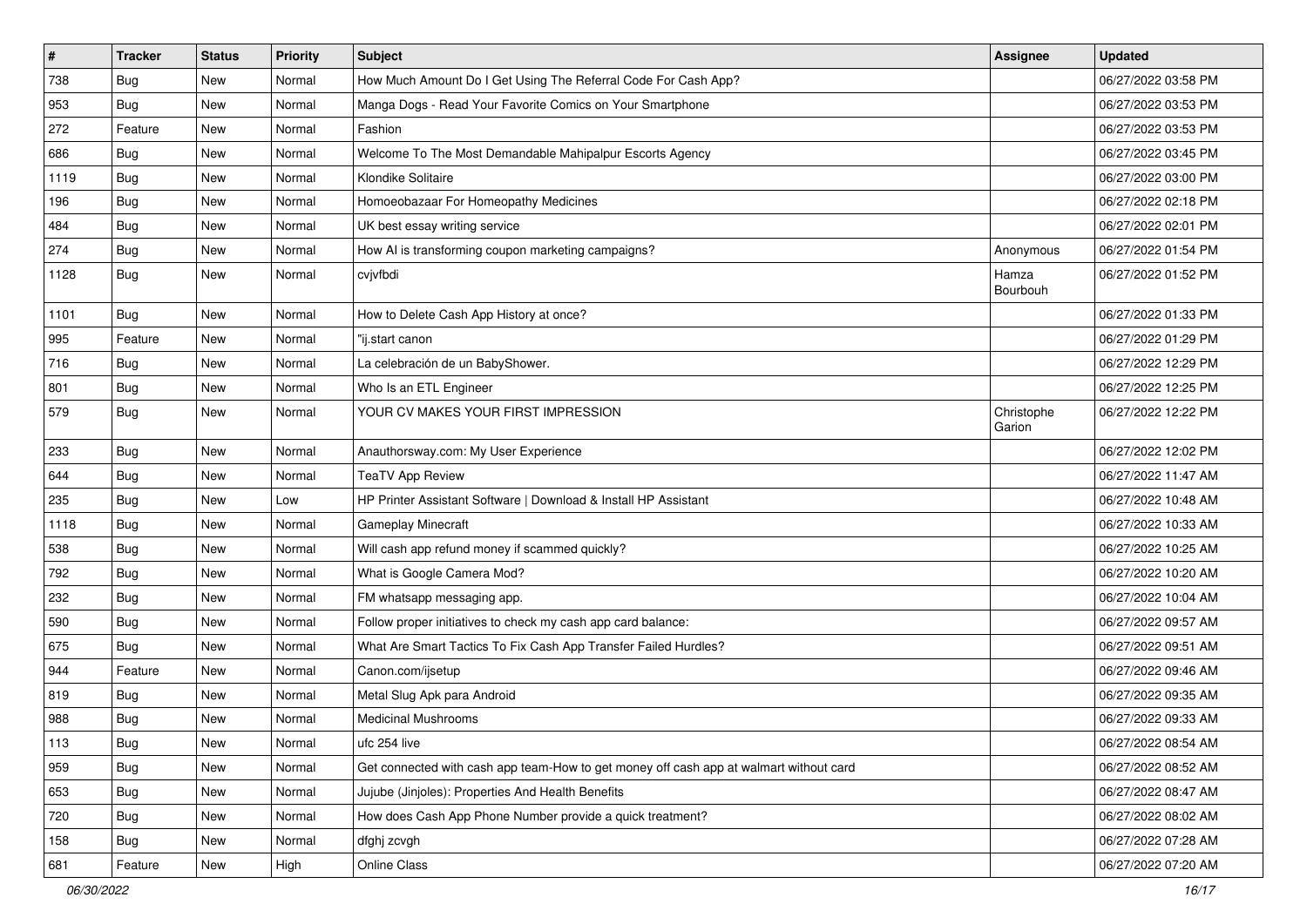| # | Tracker | Status | Priority | Subject | Assignee | Updated |
|---|---|---|---|---|---|---|
| 738 | Bug | New | Normal | How Much Amount Do I Get Using The Referral Code For Cash App? | | 06/27/2022 03:58 PM |
| 953 | Bug | New | Normal | Manga Dogs - Read Your Favorite Comics on Your Smartphone | | 06/27/2022 03:53 PM |
| 272 | Feature | New | Normal | Fashion | | 06/27/2022 03:53 PM |
| 686 | Bug | New | Normal | Welcome To The Most Demandable Mahipalpur Escorts Agency | | 06/27/2022 03:45 PM |
| 1119 | Bug | New | Normal | Klondike Solitaire | | 06/27/2022 03:00 PM |
| 196 | Bug | New | Normal | Homoeobazaar For Homeopathy Medicines | | 06/27/2022 02:18 PM |
| 484 | Bug | New | Normal | UK best essay writing service | | 06/27/2022 02:01 PM |
| 274 | Bug | New | Normal | How AI is transforming coupon marketing campaigns? | Anonymous | 06/27/2022 01:54 PM |
| 1128 | Bug | New | Normal | cvjvfbdi | Hamza Bourbouh | 06/27/2022 01:52 PM |
| 1101 | Bug | New | Normal | How to Delete Cash App History at once? | | 06/27/2022 01:33 PM |
| 995 | Feature | New | Normal | "ij.start canon | | 06/27/2022 01:29 PM |
| 716 | Bug | New | Normal | La celebración de un BabyShower. | | 06/27/2022 12:29 PM |
| 801 | Bug | New | Normal | Who Is an ETL Engineer | | 06/27/2022 12:25 PM |
| 579 | Bug | New | Normal | YOUR CV MAKES YOUR FIRST IMPRESSION | Christophe Garion | 06/27/2022 12:22 PM |
| 233 | Bug | New | Normal | Anauthorsway.com: My User Experience | | 06/27/2022 12:02 PM |
| 644 | Bug | New | Normal | TeaTV App Review | | 06/27/2022 11:47 AM |
| 235 | Bug | New | Low | HP Printer Assistant Software \| Download & Install HP Assistant | | 06/27/2022 10:48 AM |
| 1118 | Bug | New | Normal | Gameplay Minecraft | | 06/27/2022 10:33 AM |
| 538 | Bug | New | Normal | Will cash app refund money if scammed quickly? | | 06/27/2022 10:25 AM |
| 792 | Bug | New | Normal | What is Google Camera Mod? | | 06/27/2022 10:20 AM |
| 232 | Bug | New | Normal | FM whatsapp messaging app. | | 06/27/2022 10:04 AM |
| 590 | Bug | New | Normal | Follow proper initiatives to check my cash app card balance: | | 06/27/2022 09:57 AM |
| 675 | Bug | New | Normal | What Are Smart Tactics To Fix Cash App Transfer Failed Hurdles? | | 06/27/2022 09:51 AM |
| 944 | Feature | New | Normal | Canon.com/ijsetup | | 06/27/2022 09:46 AM |
| 819 | Bug | New | Normal | Metal Slug Apk para Android | | 06/27/2022 09:35 AM |
| 988 | Bug | New | Normal | Medicinal Mushrooms | | 06/27/2022 09:33 AM |
| 113 | Bug | New | Normal | ufc 254 live | | 06/27/2022 08:54 AM |
| 959 | Bug | New | Normal | Get connected with cash app team-How to get money off cash app at walmart without card | | 06/27/2022 08:52 AM |
| 653 | Bug | New | Normal | Jujube (Jinjoles): Properties And Health Benefits | | 06/27/2022 08:47 AM |
| 720 | Bug | New | Normal | How does Cash App Phone Number provide a quick treatment? | | 06/27/2022 08:02 AM |
| 158 | Bug | New | Normal | dfghj zcvgh | | 06/27/2022 07:28 AM |
| 681 | Feature | New | High | Online Class | | 06/27/2022 07:20 AM |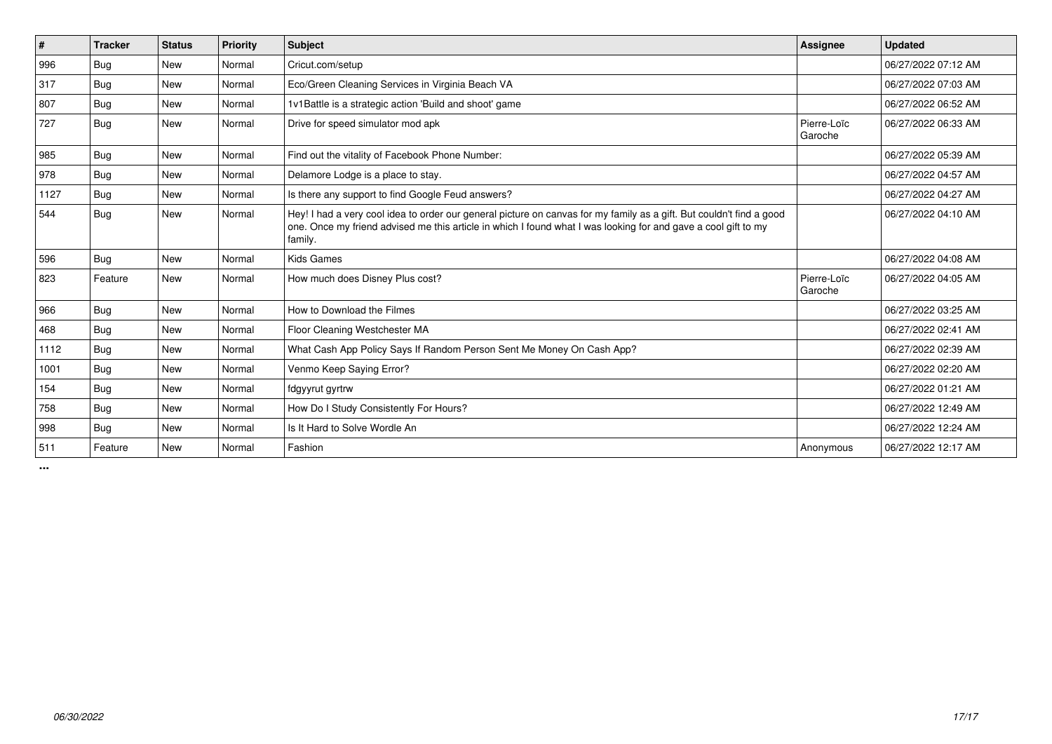| # | Tracker | Status | Priority | Subject | Assignee | Updated |
|---|---|---|---|---|---|---|
| 996 | Bug | New | Normal | Cricut.com/setup | | 06/27/2022 07:12 AM |
| 317 | Bug | New | Normal | Eco/Green Cleaning Services in Virginia Beach VA | | 06/27/2022 07:03 AM |
| 807 | Bug | New | Normal | 1v1Battle is a strategic action 'Build and shoot' game | | 06/27/2022 06:52 AM |
| 727 | Bug | New | Normal | Drive for speed simulator mod apk | Pierre-Loïc Garoche | 06/27/2022 06:33 AM |
| 985 | Bug | New | Normal | Find out the vitality of Facebook Phone Number: | | 06/27/2022 05:39 AM |
| 978 | Bug | New | Normal | Delamore Lodge is a place to stay. | | 06/27/2022 04:57 AM |
| 1127 | Bug | New | Normal | Is there any support to find Google Feud answers? | | 06/27/2022 04:27 AM |
| 544 | Bug | New | Normal | Hey! I had a very cool idea to order our general picture on canvas for my family as a gift. But couldn't find a good one. Once my friend advised me this article in which I found what I was looking for and gave a cool gift to my family. | | 06/27/2022 04:10 AM |
| 596 | Bug | New | Normal | Kids Games | | 06/27/2022 04:08 AM |
| 823 | Feature | New | Normal | How much does Disney Plus cost? | Pierre-Loïc Garoche | 06/27/2022 04:05 AM |
| 966 | Bug | New | Normal | How to Download the Filmes | | 06/27/2022 03:25 AM |
| 468 | Bug | New | Normal | Floor Cleaning Westchester MA | | 06/27/2022 02:41 AM |
| 1112 | Bug | New | Normal | What Cash App Policy Says If Random Person Sent Me Money On Cash App? | | 06/27/2022 02:39 AM |
| 1001 | Bug | New | Normal | Venmo Keep Saying Error? | | 06/27/2022 02:20 AM |
| 154 | Bug | New | Normal | fdgyyrut gyrtrw | | 06/27/2022 01:21 AM |
| 758 | Bug | New | Normal | How Do I Study Consistently For Hours? | | 06/27/2022 12:49 AM |
| 998 | Bug | New | Normal | Is It Hard to Solve Wordle An | | 06/27/2022 12:24 AM |
| 511 | Feature | New | Normal | Fashion | Anonymous | 06/27/2022 12:17 AM |

...